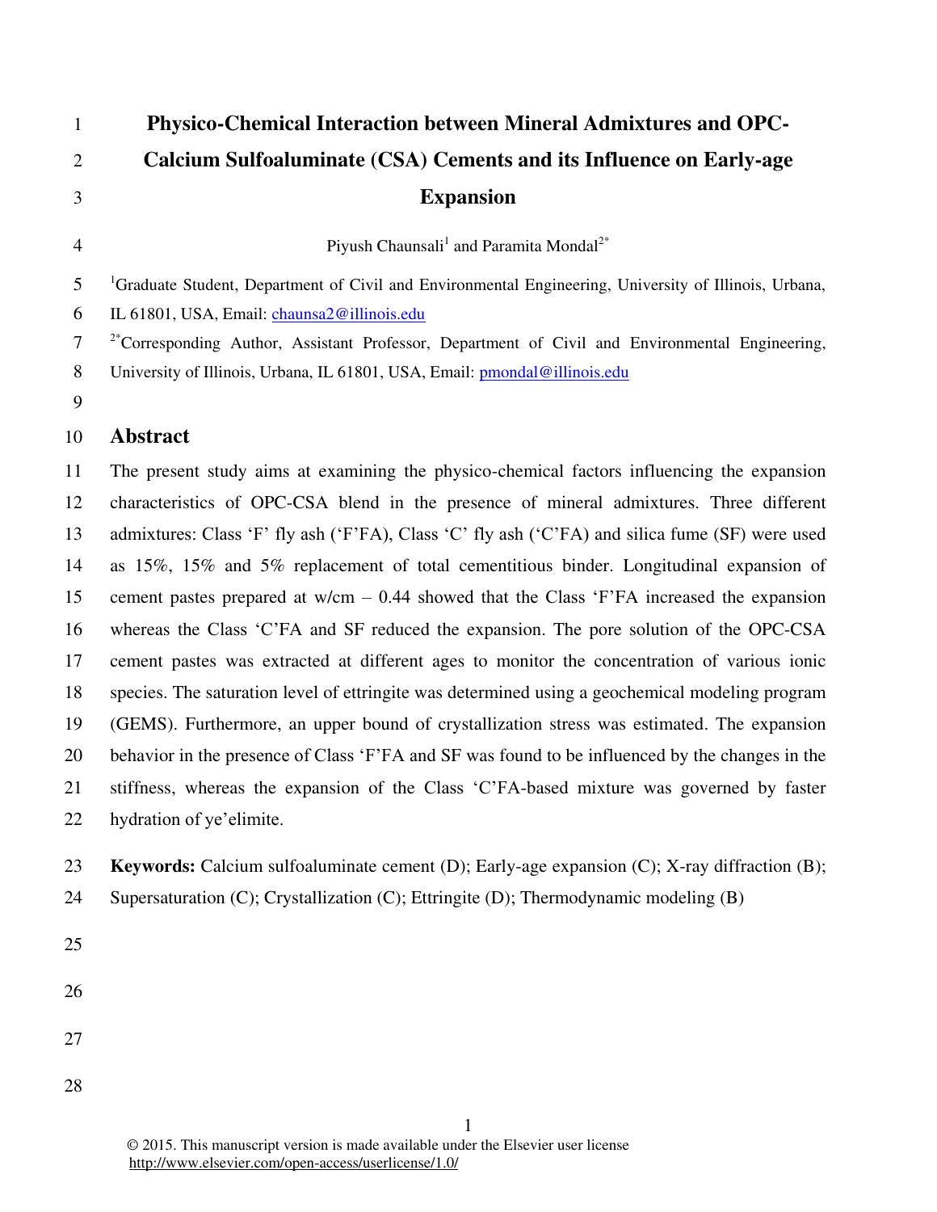# Physico-Chemical Interaction between Mineral Admixtures and OPC-Calcium Sulfoaluminate (CSA) Cements and its Influence on Early-age Expansion

Piyush Chaunsali[1] and Paramita Mondal[2*]

[1]Graduate Student, Department of Civil and Environmental Engineering, University of Illinois, Urbana, IL 61801, USA, Email: chaunsa2@illinois.edu

[2*]Corresponding Author, Assistant Professor, Department of Civil and Environmental Engineering, University of Illinois, Urbana, IL 61801, USA, Email: pmondal@illinois.edu

## Abstract

The present study aims at examining the physico-chemical factors influencing the expansion characteristics of OPC-CSA blend in the presence of mineral admixtures. Three different admixtures: Class 'F' fly ash ('F'FA), Class 'C' fly ash ('C'FA) and silica fume (SF) were used as 15%, 15% and 5% replacement of total cementitious binder. Longitudinal expansion of cement pastes prepared at w/cm – 0.44 showed that the Class 'F'FA increased the expansion whereas the Class 'C'FA and SF reduced the expansion. The pore solution of the OPC-CSA cement pastes was extracted at different ages to monitor the concentration of various ionic species. The saturation level of ettringite was determined using a geochemical modeling program (GEMS). Furthermore, an upper bound of crystallization stress was estimated. The expansion behavior in the presence of Class 'F'FA and SF was found to be influenced by the changes in the stiffness, whereas the expansion of the Class 'C'FA-based mixture was governed by faster hydration of ye'elimite.

**Keywords:** Calcium sulfoaluminate cement (D); Early-age expansion (C); X-ray diffraction (B); Supersaturation (C); Crystallization (C); Ettringite (D); Thermodynamic modeling (B)

© 2015. This manuscript version is made available under the Elsevier user license http://www.elsevier.com/open-access/userlicense/1.0/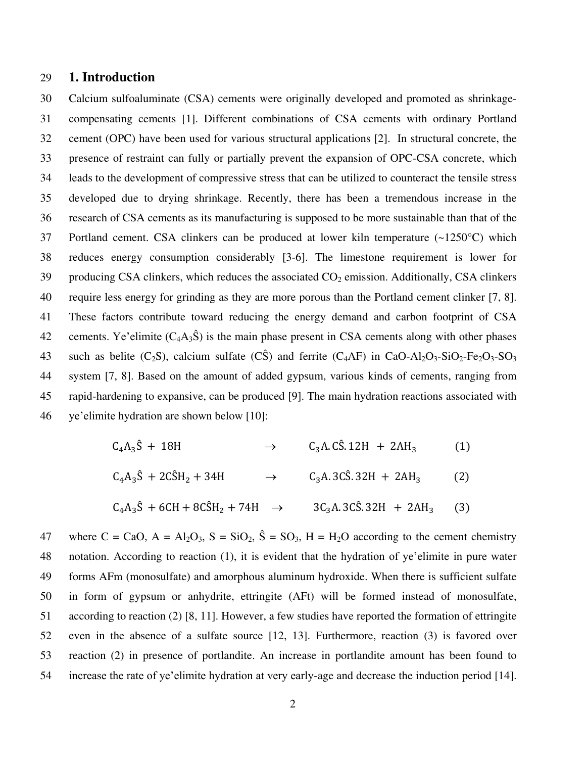## 1. Introduction

Calcium sulfoaluminate (CSA) cements were originally developed and promoted as shrinkage-compensating cements [1]. Different combinations of CSA cements with ordinary Portland cement (OPC) have been used for various structural applications [2]. In structural concrete, the presence of restraint can fully or partially prevent the expansion of OPC-CSA concrete, which leads to the development of compressive stress that can be utilized to counteract the tensile stress developed due to drying shrinkage. Recently, there has been a tremendous increase in the research of CSA cements as its manufacturing is supposed to be more sustainable than that of the Portland cement. CSA clinkers can be produced at lower kiln temperature (~1250°C) which reduces energy consumption considerably [3-6]. The limestone requirement is lower for producing CSA clinkers, which reduces the associated $CO_2$ emission. Additionally, CSA clinkers require less energy for grinding as they are more porous than the Portland cement clinker [7, 8]. These factors contribute toward reducing the energy demand and carbon footprint of CSA cements. Ye'elimite ($C_4A_3\hat{S}$) is the main phase present in CSA cements along with other phases such as belite ($C_2S$), calcium sulfate ($C\hat{S}$) and ferrite ($C_4AF$) in $CaO$-$Al_2O_3$-$SiO_2$-$Fe_2O_3$-$SO_3$ system [7, 8]. Based on the amount of added gypsum, various kinds of cements, ranging from rapid-hardening to expansive, can be produced [9]. The main hydration reactions associated with ye'elimite hydration are shown below [10]:

$$C_4A_3\hat{S} + 18H \rightarrow C_3A.C\hat{S}.12H + 2AH_3 \quad (1)$$

$$C_4A_3\hat{S} + 2C\hat{S}H_2 + 34H \rightarrow C_3A.3C\hat{S}.32H + 2AH_3 \quad (2)$$

$$C_4A_3\hat{S} + 6CH + 8C\hat{S}H_2 + 74H \rightarrow 3C_3A.3C\hat{S}.32H + 2AH_3 \quad (3)$$

where C = CaO, A = $Al_2O_3$, S = $SiO_2$, $\hat{S}$ = $SO_3$, H = $H_2O$ according to the cement chemistry notation. According to reaction (1), it is evident that the hydration of ye'elimite in pure water forms AFm (monosulfate) and amorphous aluminum hydroxide. When there is sufficient sulfate in form of gypsum or anhydrite, ettringite (AFt) will be formed instead of monosulfate, according to reaction (2) [8, 11]. However, a few studies have reported the formation of ettringite even in the absence of a sulfate source [12, 13]. Furthermore, reaction (3) is favored over reaction (2) in presence of portlandite. An increase in portlandite amount has been found to increase the rate of ye'elimite hydration at very early-age and decrease the induction period [14].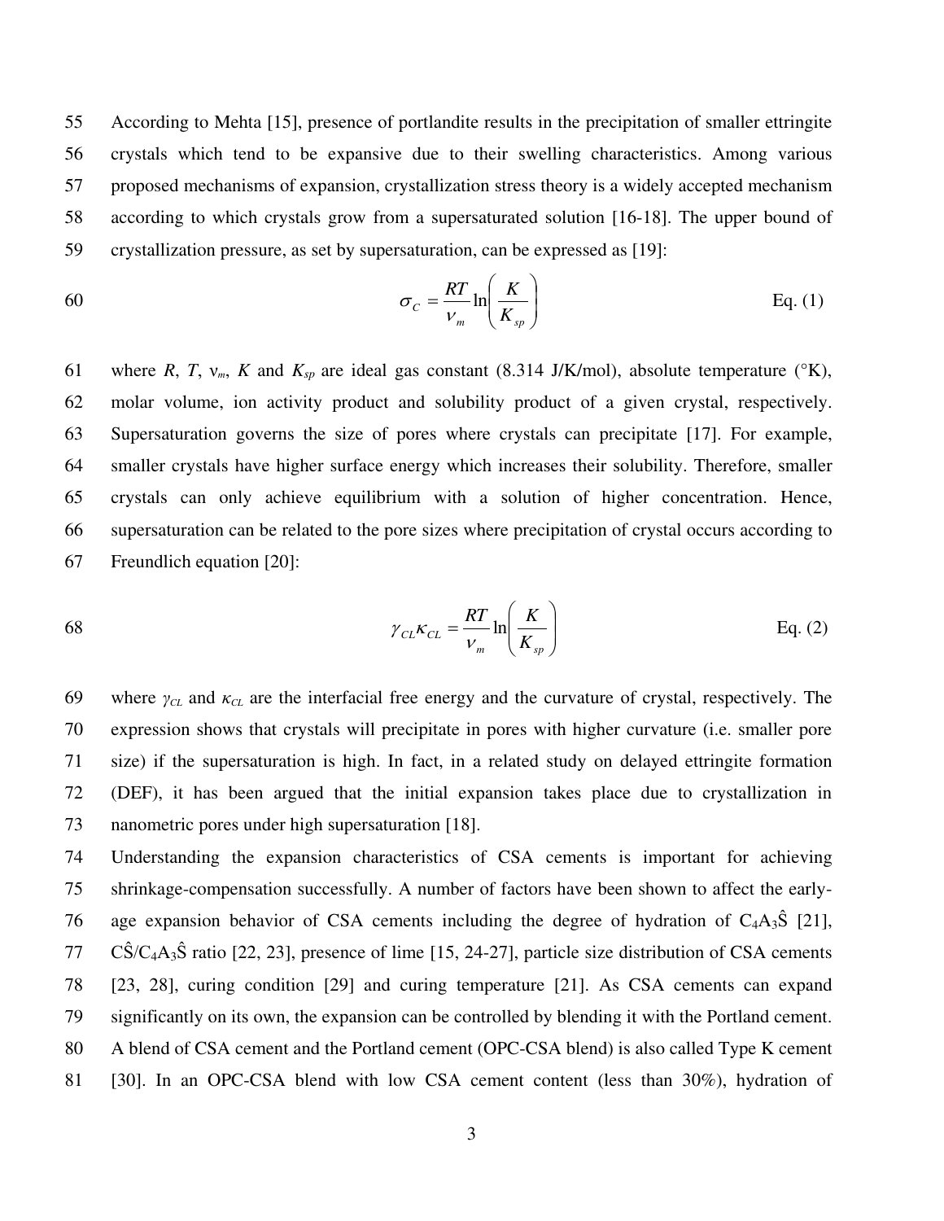According to Mehta [15], presence of portlandite results in the precipitation of smaller ettringite crystals which tend to be expansive due to their swelling characteristics. Among various proposed mechanisms of expansion, crystallization stress theory is a widely accepted mechanism according to which crystals grow from a supersaturated solution [16-18]. The upper bound of crystallization pressure, as set by supersaturation, can be expressed as [19]:

$$\sigma_C = \frac{RT}{\nu_m} \ln\left(\frac{K}{K_{sp}}\right) \qquad \text{Eq. (1)}$$

where $R$, $T$, $\nu_m$, $K$ and $K_{sp}$ are ideal gas constant (8.314 J/K/mol), absolute temperature (°K), molar volume, ion activity product and solubility product of a given crystal, respectively. Supersaturation governs the size of pores where crystals can precipitate [17]. For example, smaller crystals have higher surface energy which increases their solubility. Therefore, smaller crystals can only achieve equilibrium with a solution of higher concentration. Hence, supersaturation can be related to the pore sizes where precipitation of crystal occurs according to Freundlich equation [20]:

$$\gamma_{CL}\kappa_{CL} = \frac{RT}{\nu_m} \ln\left(\frac{K}{K_{sp}}\right) \qquad \text{Eq. (2)}$$

where $\gamma_{CL}$ and $\kappa_{CL}$ are the interfacial free energy and the curvature of crystal, respectively. The expression shows that crystals will precipitate in pores with higher curvature (i.e. smaller pore size) if the supersaturation is high. In fact, in a related study on delayed ettringite formation (DEF), it has been argued that the initial expansion takes place due to crystallization in nanometric pores under high supersaturation [18].

Understanding the expansion characteristics of CSA cements is important for achieving shrinkage-compensation successfully. A number of factors have been shown to affect the early-age expansion behavior of CSA cements including the degree of hydration of $C_4A_3\hat{S}$ [21], $C\hat{S}/C_4A_3\hat{S}$ ratio [22, 23], presence of lime [15, 24-27], particle size distribution of CSA cements [23, 28], curing condition [29] and curing temperature [21]. As CSA cements can expand significantly on its own, the expansion can be controlled by blending it with the Portland cement. A blend of CSA cement and the Portland cement (OPC-CSA blend) is also called Type K cement [30]. In an OPC-CSA blend with low CSA cement content (less than 30%), hydration of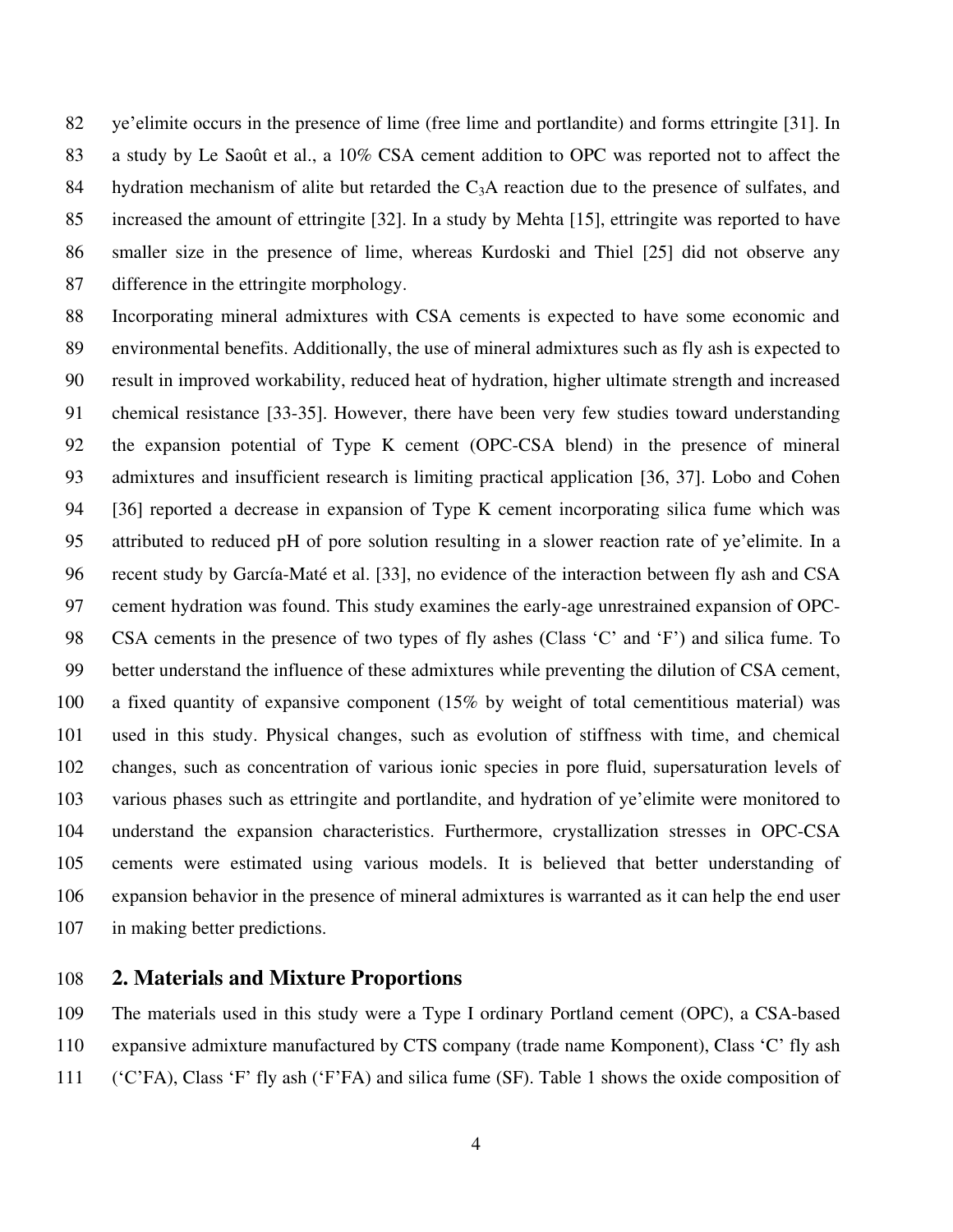ye'elimite occurs in the presence of lime (free lime and portlandite) and forms ettringite [31]. In a study by Le Saoût et al., a 10% CSA cement addition to OPC was reported not to affect the hydration mechanism of alite but retarded the $C_3A$ reaction due to the presence of sulfates, and increased the amount of ettringite [32]. In a study by Mehta [15], ettringite was reported to have smaller size in the presence of lime, whereas Kurdoski and Thiel [25] did not observe any difference in the ettringite morphology.

Incorporating mineral admixtures with CSA cements is expected to have some economic and environmental benefits. Additionally, the use of mineral admixtures such as fly ash is expected to result in improved workability, reduced heat of hydration, higher ultimate strength and increased chemical resistance [33-35]. However, there have been very few studies toward understanding the expansion potential of Type K cement (OPC-CSA blend) in the presence of mineral admixtures and insufficient research is limiting practical application [36, 37]. Lobo and Cohen [36] reported a decrease in expansion of Type K cement incorporating silica fume which was attributed to reduced pH of pore solution resulting in a slower reaction rate of ye'elimite. In a recent study by García-Maté et al. [33], no evidence of the interaction between fly ash and CSA cement hydration was found. This study examines the early-age unrestrained expansion of OPC-CSA cements in the presence of two types of fly ashes (Class 'C' and 'F') and silica fume. To better understand the influence of these admixtures while preventing the dilution of CSA cement, a fixed quantity of expansive component (15% by weight of total cementitious material) was used in this study. Physical changes, such as evolution of stiffness with time, and chemical changes, such as concentration of various ionic species in pore fluid, supersaturation levels of various phases such as ettringite and portlandite, and hydration of ye'elimite were monitored to understand the expansion characteristics. Furthermore, crystallization stresses in OPC-CSA cements were estimated using various models. It is believed that better understanding of expansion behavior in the presence of mineral admixtures is warranted as it can help the end user in making better predictions.

## 2. Materials and Mixture Proportions

The materials used in this study were a Type I ordinary Portland cement (OPC), a CSA-based expansive admixture manufactured by CTS company (trade name Komponent), Class 'C' fly ash ('C'FA), Class 'F' fly ash ('F'FA) and silica fume (SF). Table 1 shows the oxide composition of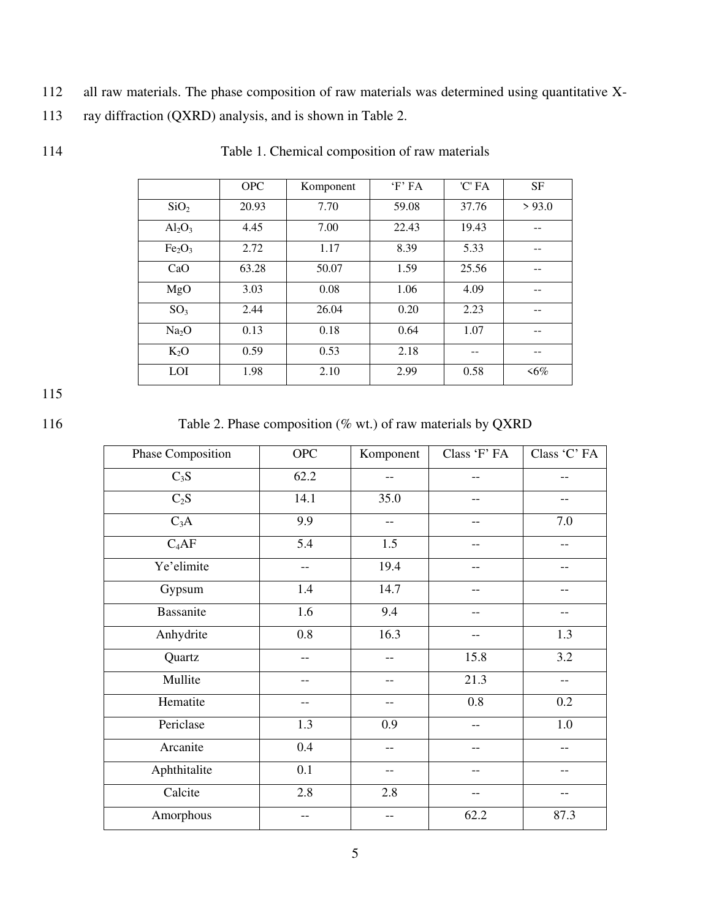all raw materials. The phase composition of raw materials was determined using quantitative X-ray diffraction (QXRD) analysis, and is shown in Table 2.

Table 1. Chemical composition of raw materials

| | OPC | Komponent | 'F' FA | 'C' FA | SF |
|---|---|---|---|---|---|
| $SiO_2$ | 20.93 | 7.70 | 59.08 | 37.76 | > 93.0 |
| $Al_2O_3$ | 4.45 | 7.00 | 22.43 | 19.43 | -- |
| $Fe_2O_3$ | 2.72 | 1.17 | 8.39 | 5.33 | -- |
| CaO | 63.28 | 50.07 | 1.59 | 25.56 | -- |
| MgO | 3.03 | 0.08 | 1.06 | 4.09 | -- |
| $SO_3$ | 2.44 | 26.04 | 0.20 | 2.23 | -- |
| $Na_2O$ | 0.13 | 0.18 | 0.64 | 1.07 | -- |
| $K_2O$ | 0.59 | 0.53 | 2.18 | -- | -- |
| LOI | 1.98 | 2.10 | 2.99 | 0.58 | <6% |

Table 2. Phase composition (% wt.) of raw materials by QXRD

| Phase Composition | OPC | Komponent | Class 'F' FA | Class 'C' FA |
|---|---|---|---|---|
| $C_3S$ | 62.2 | -- | -- | -- |
| $C_2S$ | 14.1 | 35.0 | -- | -- |
| $C_3A$ | 9.9 | -- | -- | 7.0 |
| $C_4AF$ | 5.4 | 1.5 | -- | -- |
| Ye'elimite | -- | 19.4 | -- | -- |
| Gypsum | 1.4 | 14.7 | -- | -- |
| Bassanite | 1.6 | 9.4 | -- | -- |
| Anhydrite | 0.8 | 16.3 | -- | 1.3 |
| Quartz | -- | -- | 15.8 | 3.2 |
| Mullite | -- | -- | 21.3 | -- |
| Hematite | -- | -- | 0.8 | 0.2 |
| Periclase | 1.3 | 0.9 | -- | 1.0 |
| Arcanite | 0.4 | -- | -- | -- |
| Aphthitalite | 0.1 | -- | -- | -- |
| Calcite | 2.8 | 2.8 | -- | -- |
| Amorphous | -- | -- | 62.2 | 87.3 |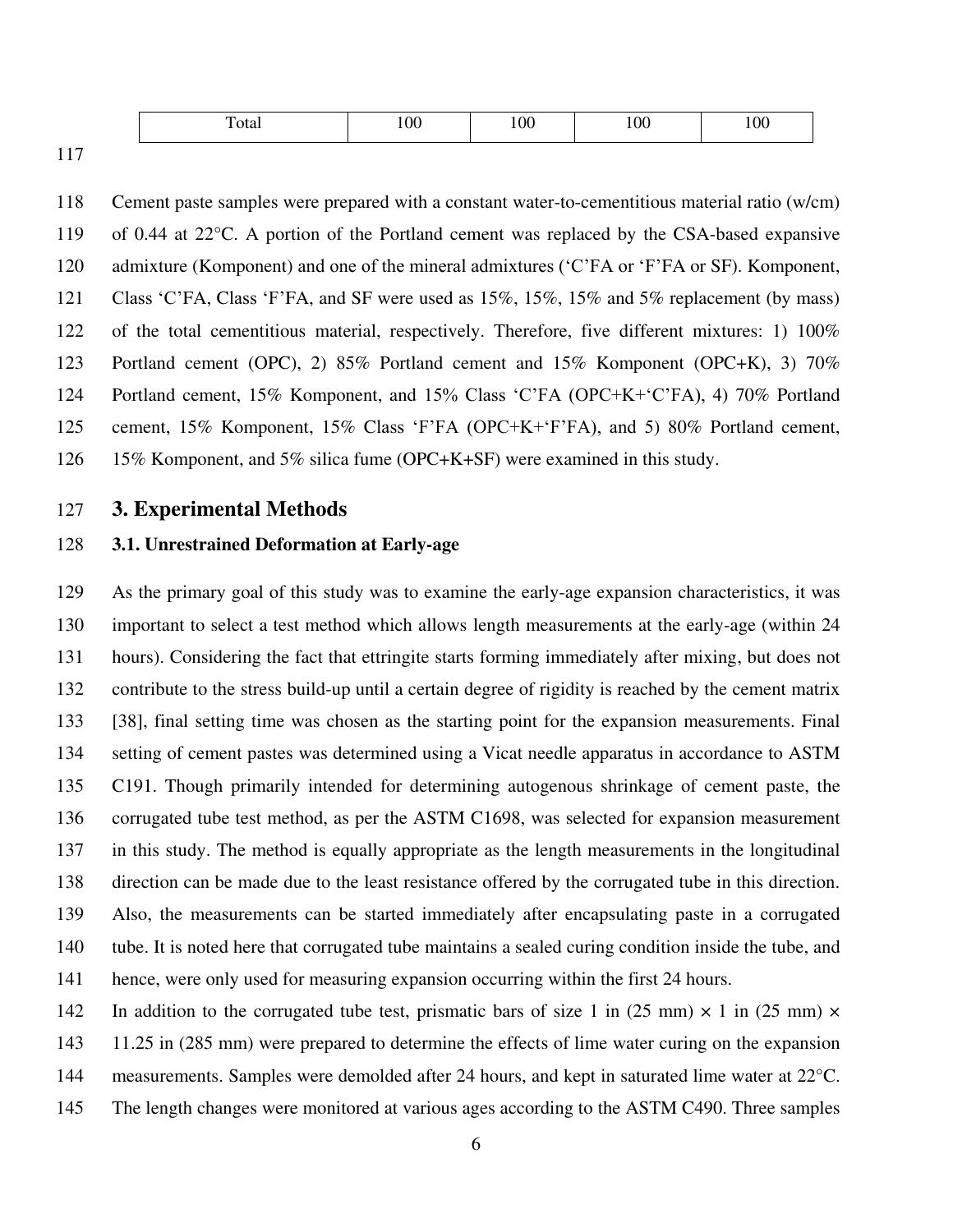| Total | 100 | 100 | 100 | 100 |
|---|---|---|---|---|

Cement paste samples were prepared with a constant water-to-cementitious material ratio (w/cm) of 0.44 at 22°C. A portion of the Portland cement was replaced by the CSA-based expansive admixture (Komponent) and one of the mineral admixtures ('C'FA or 'F'FA or SF). Komponent, Class 'C'FA, Class 'F'FA, and SF were used as 15%, 15%, 15% and 5% replacement (by mass) of the total cementitious material, respectively. Therefore, five different mixtures: 1) 100% Portland cement (OPC), 2) 85% Portland cement and 15% Komponent (OPC+K), 3) 70% Portland cement, 15% Komponent, and 15% Class 'C'FA (OPC+K+'C'FA), 4) 70% Portland cement, 15% Komponent, 15% Class 'F'FA (OPC+K+'F'FA), and 5) 80% Portland cement, 15% Komponent, and 5% silica fume (OPC+K+SF) were examined in this study.

## 3. Experimental Methods

### 3.1. Unrestrained Deformation at Early-age

As the primary goal of this study was to examine the early-age expansion characteristics, it was important to select a test method which allows length measurements at the early-age (within 24 hours). Considering the fact that ettringite starts forming immediately after mixing, but does not contribute to the stress build-up until a certain degree of rigidity is reached by the cement matrix [38], final setting time was chosen as the starting point for the expansion measurements. Final setting of cement pastes was determined using a Vicat needle apparatus in accordance to ASTM C191. Though primarily intended for determining autogenous shrinkage of cement paste, the corrugated tube test method, as per the ASTM C1698, was selected for expansion measurement in this study. The method is equally appropriate as the length measurements in the longitudinal direction can be made due to the least resistance offered by the corrugated tube in this direction. Also, the measurements can be started immediately after encapsulating paste in a corrugated tube. It is noted here that corrugated tube maintains a sealed curing condition inside the tube, and hence, were only used for measuring expansion occurring within the first 24 hours.

In addition to the corrugated tube test, prismatic bars of size 1 in (25 mm) × 1 in (25 mm) × 11.25 in (285 mm) were prepared to determine the effects of lime water curing on the expansion measurements. Samples were demolded after 24 hours, and kept in saturated lime water at 22°C. The length changes were monitored at various ages according to the ASTM C490. Three samples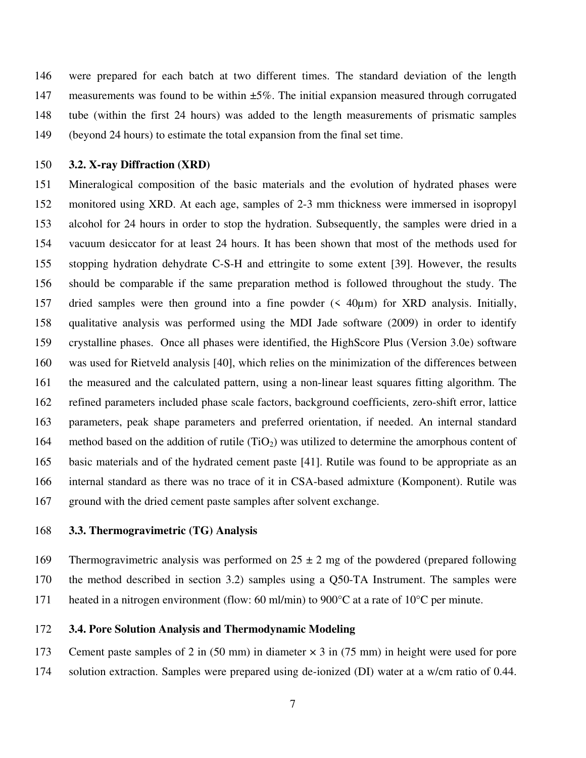were prepared for each batch at two different times. The standard deviation of the length measurements was found to be within ±5%. The initial expansion measured through corrugated tube (within the first 24 hours) was added to the length measurements of prismatic samples (beyond 24 hours) to estimate the total expansion from the final set time.

### 3.2. X-ray Diffraction (XRD)

Mineralogical composition of the basic materials and the evolution of hydrated phases were monitored using XRD. At each age, samples of 2-3 mm thickness were immersed in isopropyl alcohol for 24 hours in order to stop the hydration. Subsequently, the samples were dried in a vacuum desiccator for at least 24 hours. It has been shown that most of the methods used for stopping hydration dehydrate C-S-H and ettringite to some extent [39]. However, the results should be comparable if the same preparation method is followed throughout the study. The dried samples were then ground into a fine powder (< 40μm) for XRD analysis. Initially, qualitative analysis was performed using the MDI Jade software (2009) in order to identify crystalline phases. Once all phases were identified, the HighScore Plus (Version 3.0e) software was used for Rietveld analysis [40], which relies on the minimization of the differences between the measured and the calculated pattern, using a non-linear least squares fitting algorithm. The refined parameters included phase scale factors, background coefficients, zero-shift error, lattice parameters, peak shape parameters and preferred orientation, if needed. An internal standard method based on the addition of rutile ($TiO_2$) was utilized to determine the amorphous content of basic materials and of the hydrated cement paste [41]. Rutile was found to be appropriate as an internal standard as there was no trace of it in CSA-based admixture (Komponent). Rutile was ground with the dried cement paste samples after solvent exchange.

### 3.3. Thermogravimetric (TG) Analysis

Thermogravimetric analysis was performed on 25 ± 2 mg of the powdered (prepared following the method described in section 3.2) samples using a Q50-TA Instrument. The samples were heated in a nitrogen environment (flow: 60 ml/min) to 900°C at a rate of 10°C per minute.

### 3.4. Pore Solution Analysis and Thermodynamic Modeling

Cement paste samples of 2 in (50 mm) in diameter × 3 in (75 mm) in height were used for pore solution extraction. Samples were prepared using de-ionized (DI) water at a w/cm ratio of 0.44.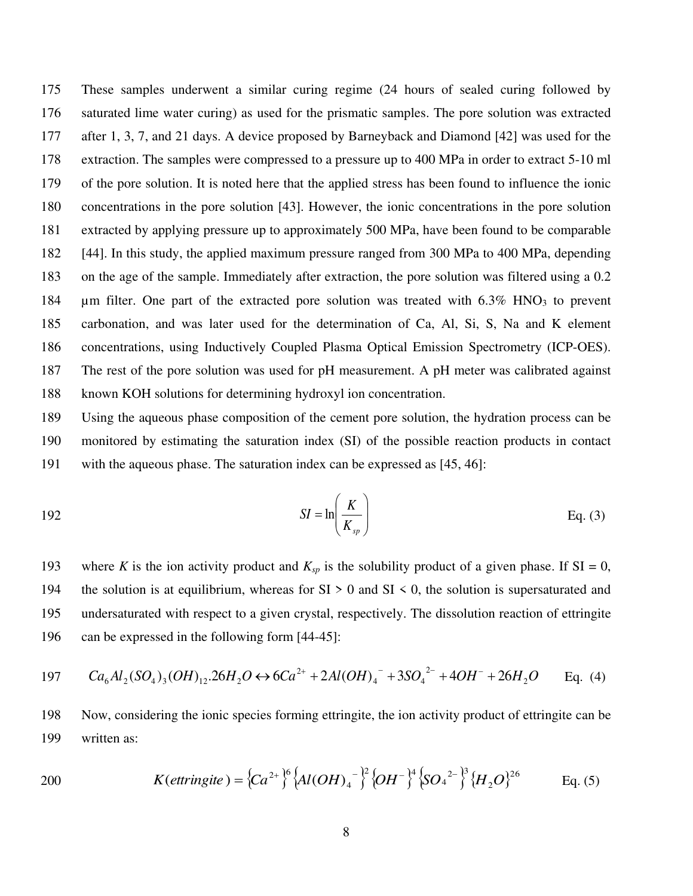These samples underwent a similar curing regime (24 hours of sealed curing followed by saturated lime water curing) as used for the prismatic samples. The pore solution was extracted after 1, 3, 7, and 21 days. A device proposed by Barneyback and Diamond [42] was used for the extraction. The samples were compressed to a pressure up to 400 MPa in order to extract 5-10 ml of the pore solution. It is noted here that the applied stress has been found to influence the ionic concentrations in the pore solution [43]. However, the ionic concentrations in the pore solution extracted by applying pressure up to approximately 500 MPa, have been found to be comparable [44]. In this study, the applied maximum pressure ranged from 300 MPa to 400 MPa, depending on the age of the sample. Immediately after extraction, the pore solution was filtered using a 0.2 µm filter. One part of the extracted pore solution was treated with 6.3% $HNO_3$ to prevent carbonation, and was later used for the determination of Ca, Al, Si, S, Na and K element concentrations, using Inductively Coupled Plasma Optical Emission Spectrometry (ICP-OES). The rest of the pore solution was used for pH measurement. A pH meter was calibrated against known KOH solutions for determining hydroxyl ion concentration.

Using the aqueous phase composition of the cement pore solution, the hydration process can be monitored by estimating the saturation index (SI) of the possible reaction products in contact with the aqueous phase. The saturation index can be expressed as [45, 46]:

$$SI = \ln\left(\frac{K}{K_{sp}}\right) \qquad \text{Eq. (3)}$$

where $K$ is the ion activity product and $K_{sp}$ is the solubility product of a given phase. If SI = 0, the solution is at equilibrium, whereas for SI > 0 and SI < 0, the solution is supersaturated and undersaturated with respect to a given crystal, respectively. The dissolution reaction of ettringite can be expressed in the following form [44-45]:

$$Ca_6Al_2(SO_4)_3(OH)_{12}.26H_2O \leftrightarrow 6Ca^{2+} + 2Al(OH)_4^{\ -} + 3SO_4^{\ 2-} + 4OH^- + 26H_2O \qquad \text{Eq. (4)}$$

Now, considering the ionic species forming ettringite, the ion activity product of ettringite can be written as:

$$K(ettringite) = \left\{Ca^{2+}\right\}^6 \left\{Al(OH)_4^{\ -}\right\}^2 \left\{OH^-\right\}^4 \left\{SO_4^{\ 2-}\right\}^3 \left\{H_2O\right\}^{26} \qquad \text{Eq. (5)}$$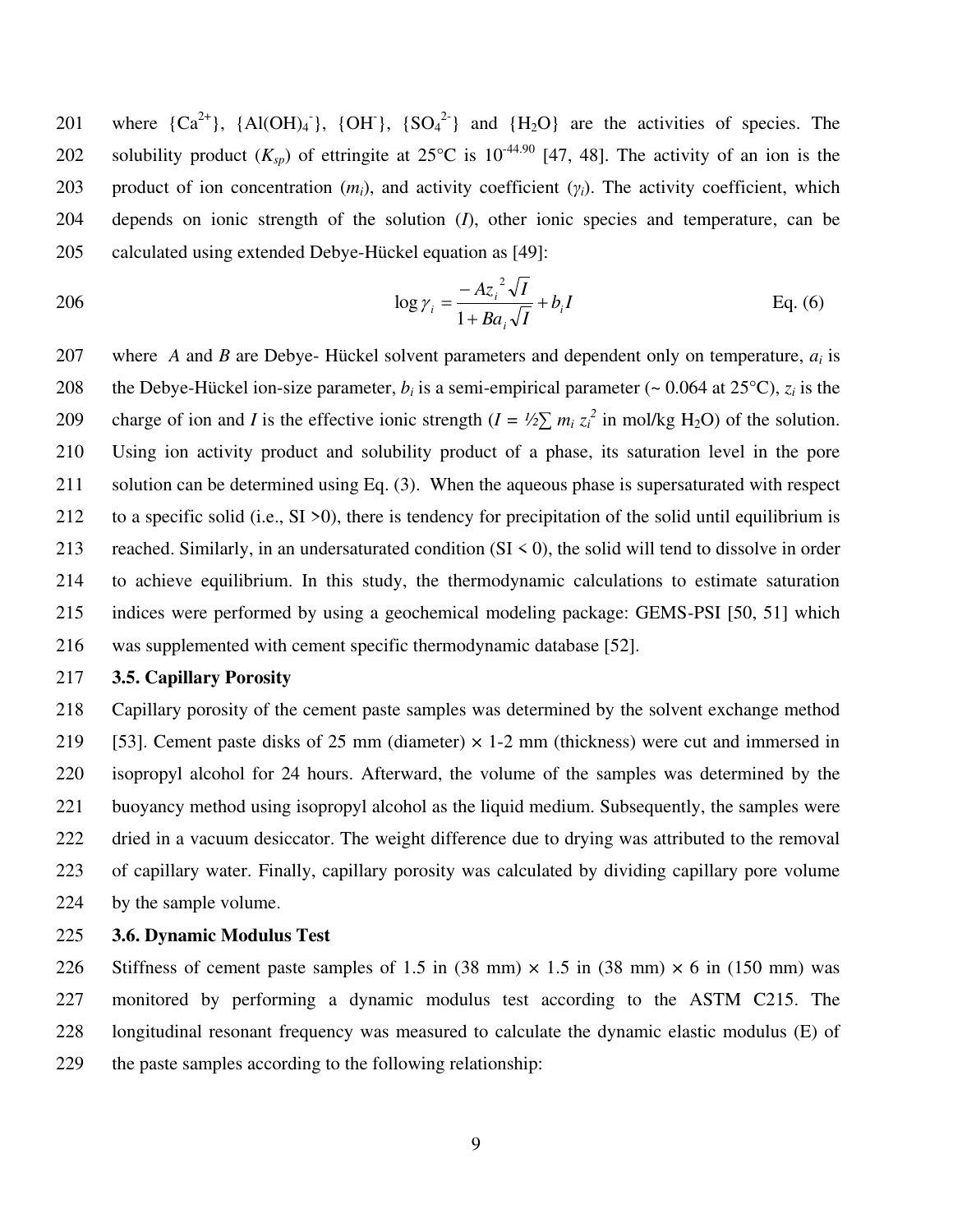where $\{Ca^{2+}\}$, $\{Al(OH)_4^-\}$, $\{OH^-\}$, $\{SO_4^{2-}\}$ and $\{H_2O\}$ are the activities of species. The solubility product ($K_{sp}$) of ettringite at 25°C is $10^{-44.90}$ [47, 48]. The activity of an ion is the product of ion concentration ($m_i$), and activity coefficient ($\gamma_i$). The activity coefficient, which depends on ionic strength of the solution ($I$), other ionic species and temperature, can be calculated using extended Debye-Hückel equation as [49]:

$$\log \gamma_i = \frac{-A z_i^2 \sqrt{I}}{1 + B a_i \sqrt{I}} + b_i I \qquad \text{Eq. (6)}$$

where $A$ and $B$ are Debye- Hückel solvent parameters and dependent only on temperature, $a_i$ is the Debye-Hückel ion-size parameter, $b_i$ is a semi-empirical parameter (~ 0.064 at 25°C), $z_i$ is the charge of ion and $I$ is the effective ionic strength ($I = ½\sum m_i z_i^2$ in mol/kg $H_2O$) of the solution. Using ion activity product and solubility product of a phase, its saturation level in the pore solution can be determined using Eq. (3). When the aqueous phase is supersaturated with respect to a specific solid (i.e., SI >0), there is tendency for precipitation of the solid until equilibrium is reached. Similarly, in an undersaturated condition (SI < 0), the solid will tend to dissolve in order to achieve equilibrium. In this study, the thermodynamic calculations to estimate saturation indices were performed by using a geochemical modeling package: GEMS-PSI [50, 51] which was supplemented with cement specific thermodynamic database [52].

### 3.5. Capillary Porosity

Capillary porosity of the cement paste samples was determined by the solvent exchange method [53]. Cement paste disks of 25 mm (diameter) × 1-2 mm (thickness) were cut and immersed in isopropyl alcohol for 24 hours. Afterward, the volume of the samples was determined by the buoyancy method using isopropyl alcohol as the liquid medium. Subsequently, the samples were dried in a vacuum desiccator. The weight difference due to drying was attributed to the removal of capillary water. Finally, capillary porosity was calculated by dividing capillary pore volume by the sample volume.

### 3.6. Dynamic Modulus Test

Stiffness of cement paste samples of 1.5 in (38 mm) × 1.5 in (38 mm) × 6 in (150 mm) was monitored by performing a dynamic modulus test according to the ASTM C215. The longitudinal resonant frequency was measured to calculate the dynamic elastic modulus (E) of the paste samples according to the following relationship: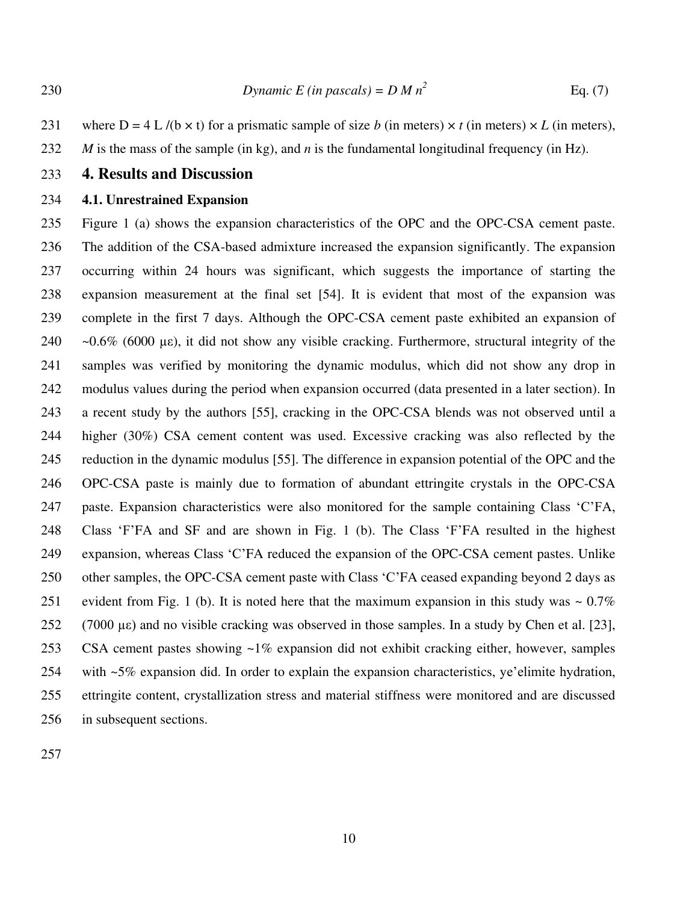$$Dynamic\ E\ (in\ pascals) = D\ M\ n^2 \qquad \text{Eq. (7)}$$

where $D = 4\ L\ /(b \times t)$ for a prismatic sample of size $b$ (in meters) $\times$ $t$ (in meters) $\times$ $L$ (in meters), $M$ is the mass of the sample (in kg), and $n$ is the fundamental longitudinal frequency (in Hz).

## 4. Results and Discussion

### 4.1. Unrestrained Expansion

Figure 1 (a) shows the expansion characteristics of the OPC and the OPC-CSA cement paste. The addition of the CSA-based admixture increased the expansion significantly. The expansion occurring within 24 hours was significant, which suggests the importance of starting the expansion measurement at the final set [54]. It is evident that most of the expansion was complete in the first 7 days. Although the OPC-CSA cement paste exhibited an expansion of ~0.6% (6000 $\mu\varepsilon$), it did not show any visible cracking. Furthermore, structural integrity of the samples was verified by monitoring the dynamic modulus, which did not show any drop in modulus values during the period when expansion occurred (data presented in a later section). In a recent study by the authors [55], cracking in the OPC-CSA blends was not observed until a higher (30%) CSA cement content was used. Excessive cracking was also reflected by the reduction in the dynamic modulus [55]. The difference in expansion potential of the OPC and the OPC-CSA paste is mainly due to formation of abundant ettringite crystals in the OPC-CSA paste. Expansion characteristics were also monitored for the sample containing Class 'C'FA, Class 'F'FA and SF and are shown in Fig. 1 (b). The Class 'F'FA resulted in the highest expansion, whereas Class 'C'FA reduced the expansion of the OPC-CSA cement pastes. Unlike other samples, the OPC-CSA cement paste with Class 'C'FA ceased expanding beyond 2 days as evident from Fig. 1 (b). It is noted here that the maximum expansion in this study was ~ 0.7% (7000 $\mu\varepsilon$) and no visible cracking was observed in those samples. In a study by Chen et al. [23], CSA cement pastes showing ~1% expansion did not exhibit cracking either, however, samples with ~5% expansion did. In order to explain the expansion characteristics, ye'elimite hydration, ettringite content, crystallization stress and material stiffness were monitored and are discussed in subsequent sections.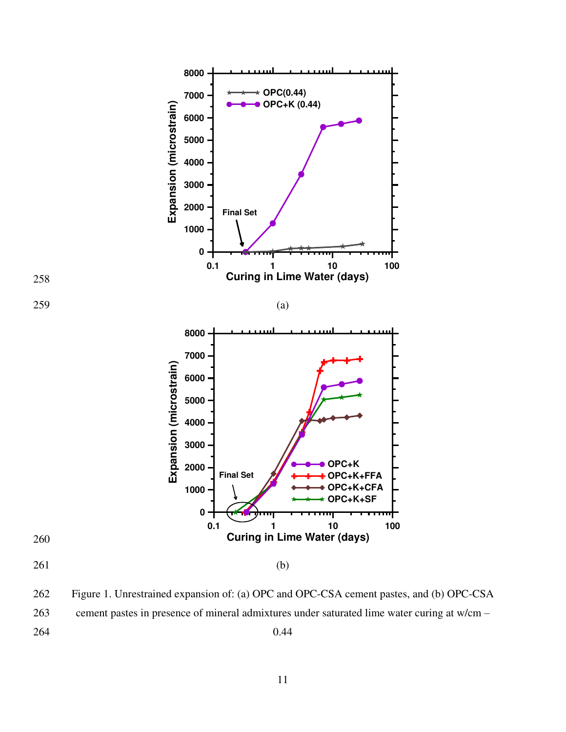(a)

(b)

Figure 1. Unrestrained expansion of: (a) OPC and OPC-CSA cement pastes, and (b) OPC-CSA cement pastes in presence of mineral admixtures under saturated lime water curing at w/cm – 0.44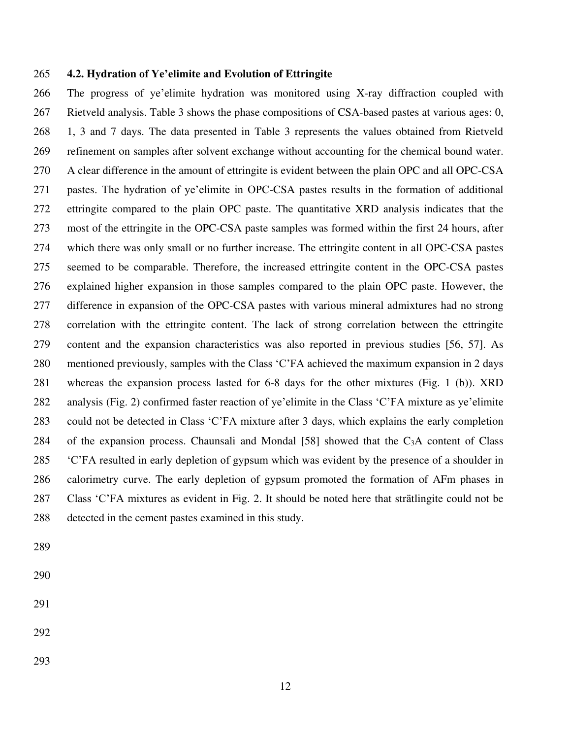### 4.2. Hydration of Ye'elimite and Evolution of Ettringite

The progress of ye'elimite hydration was monitored using X-ray diffraction coupled with Rietveld analysis. Table 3 shows the phase compositions of CSA-based pastes at various ages: 0, 1, 3 and 7 days. The data presented in Table 3 represents the values obtained from Rietveld refinement on samples after solvent exchange without accounting for the chemical bound water. A clear difference in the amount of ettringite is evident between the plain OPC and all OPC-CSA pastes. The hydration of ye'elimite in OPC-CSA pastes results in the formation of additional ettringite compared to the plain OPC paste. The quantitative XRD analysis indicates that the most of the ettringite in the OPC-CSA paste samples was formed within the first 24 hours, after which there was only small or no further increase. The ettringite content in all OPC-CSA pastes seemed to be comparable. Therefore, the increased ettringite content in the OPC-CSA pastes explained higher expansion in those samples compared to the plain OPC paste. However, the difference in expansion of the OPC-CSA pastes with various mineral admixtures had no strong correlation with the ettringite content. The lack of strong correlation between the ettringite content and the expansion characteristics was also reported in previous studies [56, 57]. As mentioned previously, samples with the Class 'C'FA achieved the maximum expansion in 2 days whereas the expansion process lasted for 6-8 days for the other mixtures (Fig. 1 (b)). XRD analysis (Fig. 2) confirmed faster reaction of ye'elimite in the Class 'C'FA mixture as ye'elimite could not be detected in Class 'C'FA mixture after 3 days, which explains the early completion of the expansion process. Chaunsali and Mondal [58] showed that the $C_3A$ content of Class 'C'FA resulted in early depletion of gypsum which was evident by the presence of a shoulder in calorimetry curve. The early depletion of gypsum promoted the formation of AFm phases in Class 'C'FA mixtures as evident in Fig. 2. It should be noted here that strätlingite could not be detected in the cement pastes examined in this study.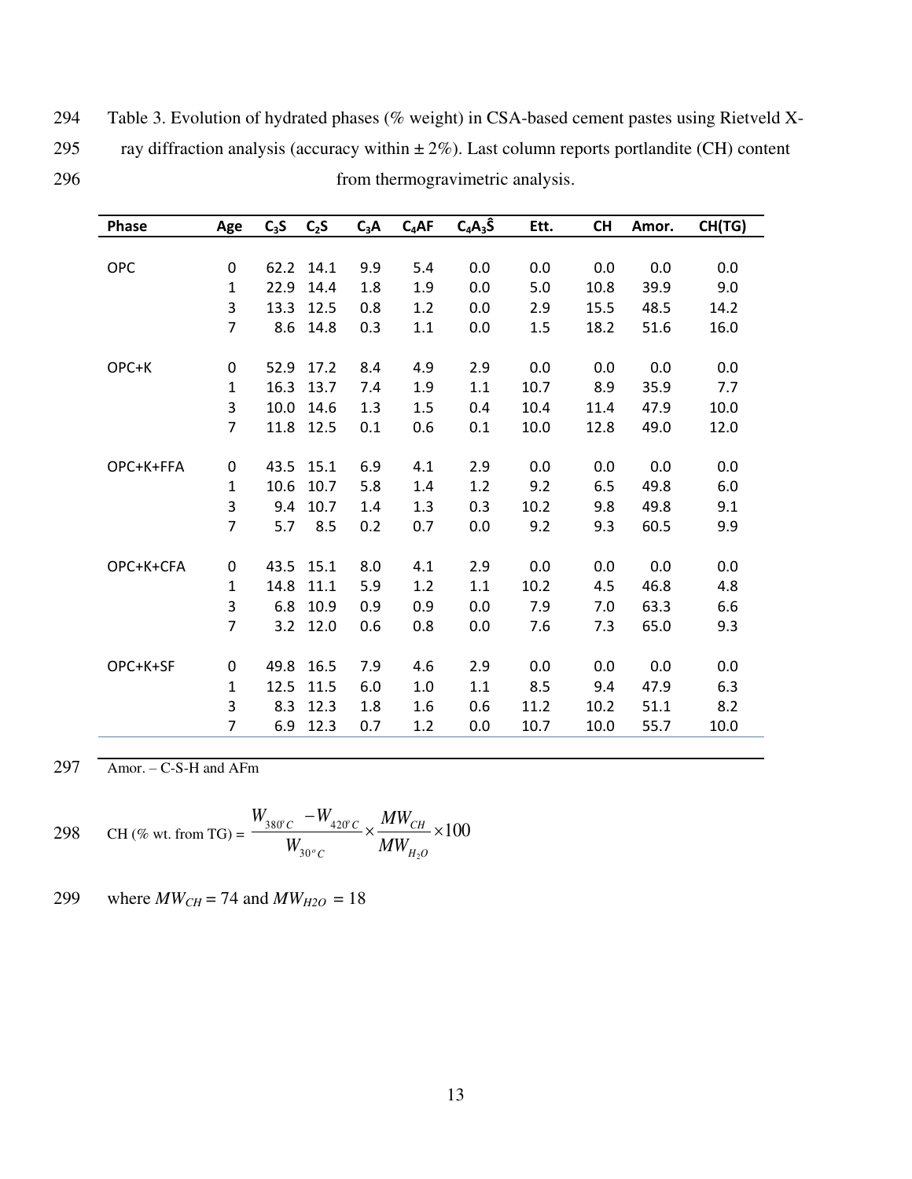Table 3. Evolution of hydrated phases (% weight) in CSA-based cement pastes using Rietveld X-ray diffraction analysis (accuracy within ± 2%). Last column reports portlandite (CH) content from thermogravimetric analysis.

| Phase | Age | $C_3S$ | $C_2S$ | $C_3A$ | $C_4AF$ | $C_4A_3\hat{S}$ | Ett. | CH | Amor. | CH(TG) |
|---|---|---|---|---|---|---|---|---|---|---|
| OPC | 0 | 62.2 | 14.1 | 9.9 | 5.4 | 0.0 | 0.0 | 0.0 | 0.0 | 0.0 |
| | 1 | 22.9 | 14.4 | 1.8 | 1.9 | 0.0 | 5.0 | 10.8 | 39.9 | 9.0 |
| | 3 | 13.3 | 12.5 | 0.8 | 1.2 | 0.0 | 2.9 | 15.5 | 48.5 | 14.2 |
| | 7 | 8.6 | 14.8 | 0.3 | 1.1 | 0.0 | 1.5 | 18.2 | 51.6 | 16.0 |
| OPC+K | 0 | 52.9 | 17.2 | 8.4 | 4.9 | 2.9 | 0.0 | 0.0 | 0.0 | 0.0 |
| | 1 | 16.3 | 13.7 | 7.4 | 1.9 | 1.1 | 10.7 | 8.9 | 35.9 | 7.7 |
| | 3 | 10.0 | 14.6 | 1.3 | 1.5 | 0.4 | 10.4 | 11.4 | 47.9 | 10.0 |
| | 7 | 11.8 | 12.5 | 0.1 | 0.6 | 0.1 | 10.0 | 12.8 | 49.0 | 12.0 |
| OPC+K+FFA | 0 | 43.5 | 15.1 | 6.9 | 4.1 | 2.9 | 0.0 | 0.0 | 0.0 | 0.0 |
| | 1 | 10.6 | 10.7 | 5.8 | 1.4 | 1.2 | 9.2 | 6.5 | 49.8 | 6.0 |
| | 3 | 9.4 | 10.7 | 1.4 | 1.3 | 0.3 | 10.2 | 9.8 | 49.8 | 9.1 |
| | 7 | 5.7 | 8.5 | 0.2 | 0.7 | 0.0 | 9.2 | 9.3 | 60.5 | 9.9 |
| OPC+K+CFA | 0 | 43.5 | 15.1 | 8.0 | 4.1 | 2.9 | 0.0 | 0.0 | 0.0 | 0.0 |
| | 1 | 14.8 | 11.1 | 5.9 | 1.2 | 1.1 | 10.2 | 4.5 | 46.8 | 4.8 |
| | 3 | 6.8 | 10.9 | 0.9 | 0.9 | 0.0 | 7.9 | 7.0 | 63.3 | 6.6 |
| | 7 | 3.2 | 12.0 | 0.6 | 0.8 | 0.0 | 7.6 | 7.3 | 65.0 | 9.3 |
| OPC+K+SF | 0 | 49.8 | 16.5 | 7.9 | 4.6 | 2.9 | 0.0 | 0.0 | 0.0 | 0.0 |
| | 1 | 12.5 | 11.5 | 6.0 | 1.0 | 1.1 | 8.5 | 9.4 | 47.9 | 6.3 |
| | 3 | 8.3 | 12.3 | 1.8 | 1.6 | 0.6 | 11.2 | 10.2 | 51.1 | 8.2 |
| | 7 | 6.9 | 12.3 | 0.7 | 1.2 | 0.0 | 10.7 | 10.0 | 55.7 | 10.0 |

Amor. – C-S-H and AFm

$$\text{CH (\% wt. from TG)} = \frac{W_{380^{\circ}C} - W_{420^{\circ}C}}{W_{30^{\circ}C}} \times \frac{MW_{CH}}{MW_{H_2O}} \times 100$$

where $MW_{CH} = 74$ and $MW_{H2O} = 18$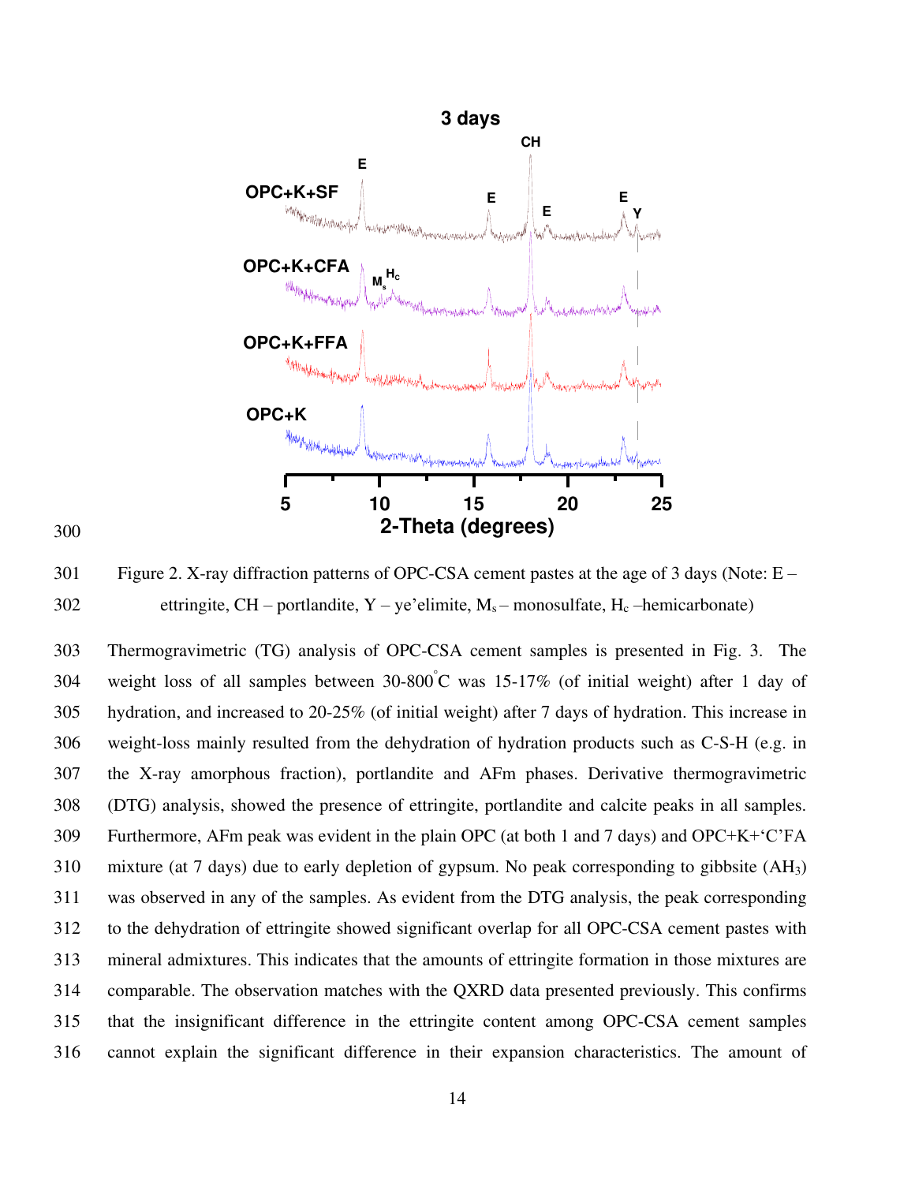Figure 2. X-ray diffraction patterns of OPC-CSA cement pastes at the age of 3 days (Note: E – ettringite, CH – portlandite, Y – ye'elimite, $M_s$ – monosulfate, $H_c$ –hemicarbonate)

Thermogravimetric (TG) analysis of OPC-CSA cement samples is presented in Fig. 3. The weight loss of all samples between 30-800°C was 15-17% (of initial weight) after 1 day of hydration, and increased to 20-25% (of initial weight) after 7 days of hydration. This increase in weight-loss mainly resulted from the dehydration of hydration products such as C-S-H (e.g. in the X-ray amorphous fraction), portlandite and AFm phases. Derivative thermogravimetric (DTG) analysis, showed the presence of ettringite, portlandite and calcite peaks in all samples. Furthermore, AFm peak was evident in the plain OPC (at both 1 and 7 days) and OPC+K+'C'FA mixture (at 7 days) due to early depletion of gypsum. No peak corresponding to gibbsite ($AH_3$) was observed in any of the samples. As evident from the DTG analysis, the peak corresponding to the dehydration of ettringite showed significant overlap for all OPC-CSA cement pastes with mineral admixtures. This indicates that the amounts of ettringite formation in those mixtures are comparable. The observation matches with the QXRD data presented previously. This confirms that the insignificant difference in the ettringite content among OPC-CSA cement samples cannot explain the significant difference in their expansion characteristics. The amount of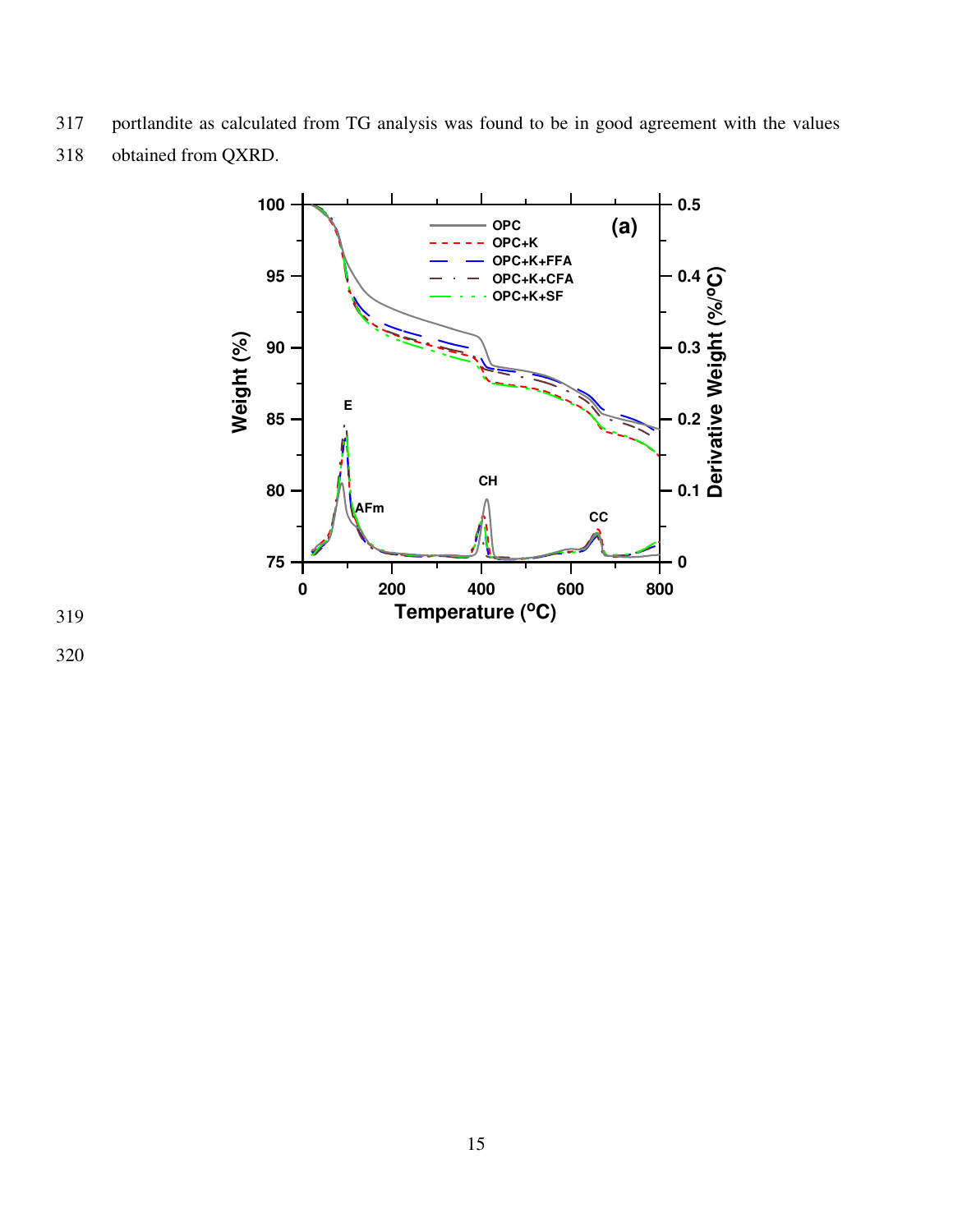portlandite as calculated from TG analysis was found to be in good agreement with the values obtained from QXRD.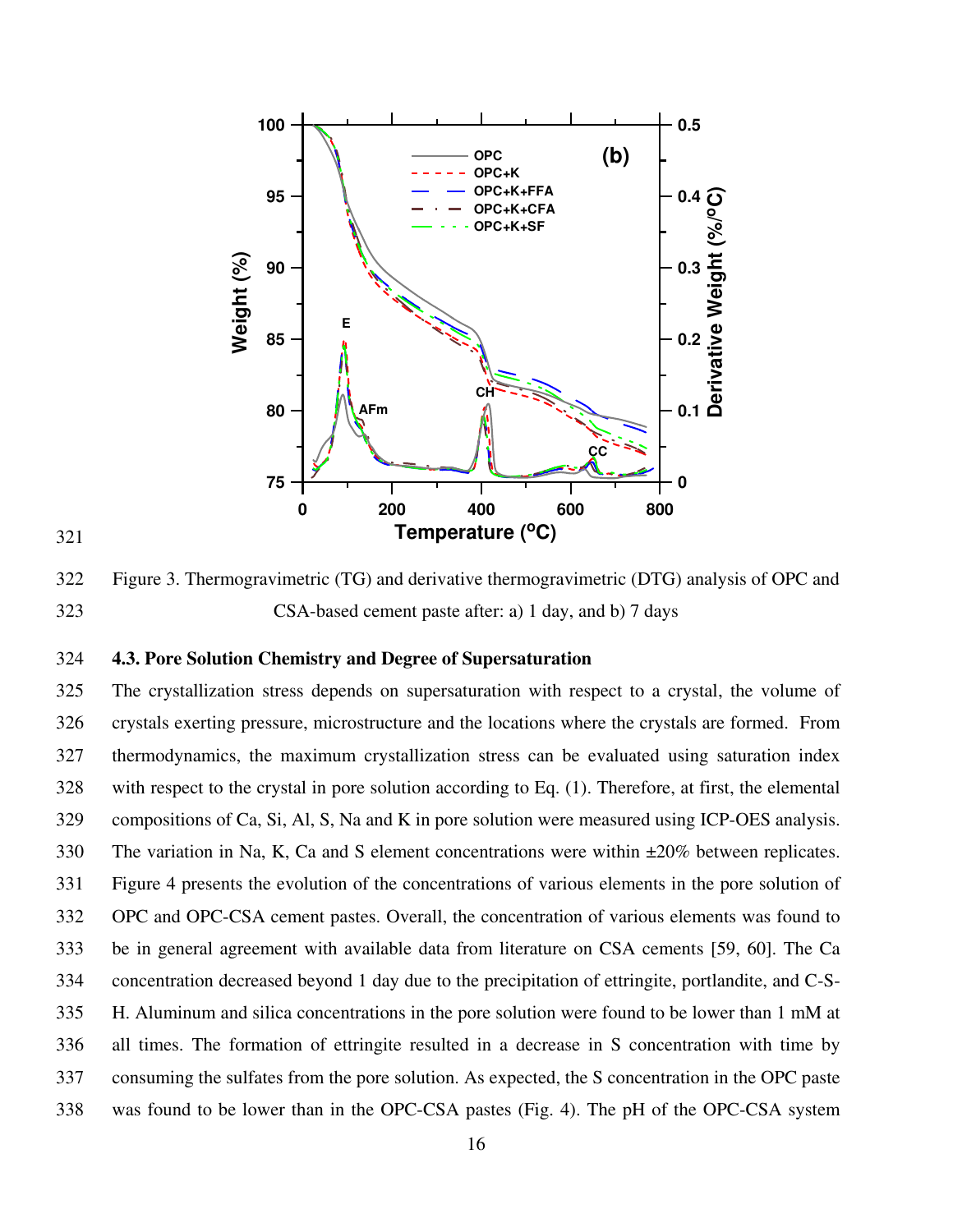Figure 3. Thermogravimetric (TG) and derivative thermogravimetric (DTG) analysis of OPC and CSA-based cement paste after: a) 1 day, and b) 7 days

### 4.3. Pore Solution Chemistry and Degree of Supersaturation

The crystallization stress depends on supersaturation with respect to a crystal, the volume of crystals exerting pressure, microstructure and the locations where the crystals are formed. From thermodynamics, the maximum crystallization stress can be evaluated using saturation index with respect to the crystal in pore solution according to Eq. (1). Therefore, at first, the elemental compositions of Ca, Si, Al, S, Na and K in pore solution were measured using ICP-OES analysis. The variation in Na, K, Ca and S element concentrations were within ±20% between replicates. Figure 4 presents the evolution of the concentrations of various elements in the pore solution of OPC and OPC-CSA cement pastes. Overall, the concentration of various elements was found to be in general agreement with available data from literature on CSA cements [59, 60]. The Ca concentration decreased beyond 1 day due to the precipitation of ettringite, portlandite, and C-S-H. Aluminum and silica concentrations in the pore solution were found to be lower than 1 mM at all times. The formation of ettringite resulted in a decrease in S concentration with time by consuming the sulfates from the pore solution. As expected, the S concentration in the OPC paste was found to be lower than in the OPC-CSA pastes (Fig. 4). The pH of the OPC-CSA system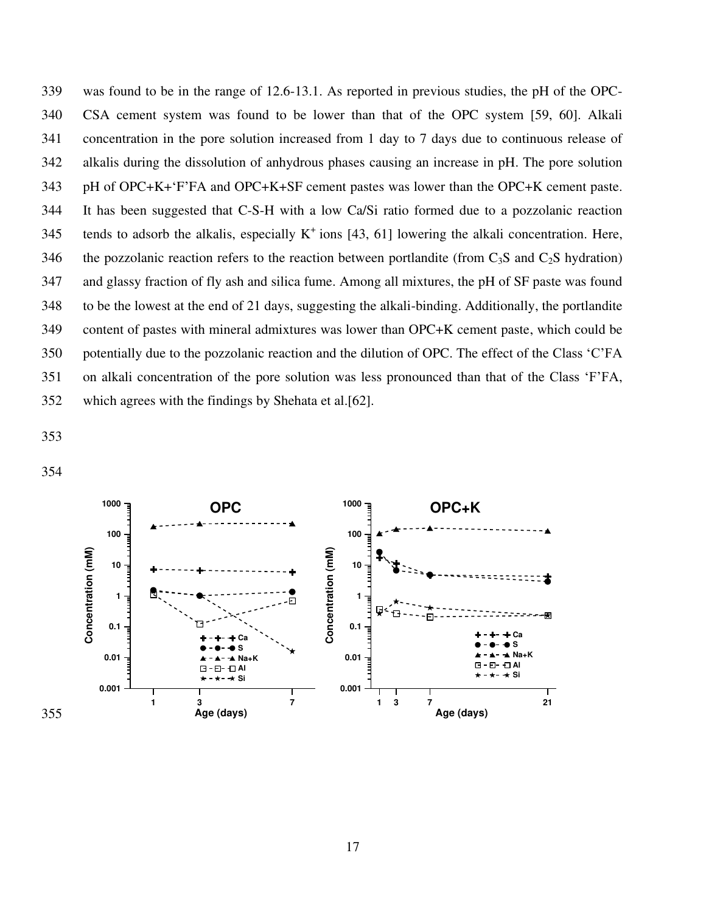was found to be in the range of 12.6-13.1. As reported in previous studies, the pH of the OPC-CSA cement system was found to be lower than that of the OPC system [59, 60]. Alkali concentration in the pore solution increased from 1 day to 7 days due to continuous release of alkalis during the dissolution of anhydrous phases causing an increase in pH. The pore solution pH of OPC+K+'F'FA and OPC+K+SF cement pastes was lower than the OPC+K cement paste. It has been suggested that C-S-H with a low Ca/Si ratio formed due to a pozzolanic reaction tends to adsorb the alkalis, especially $K^+$ ions [43, 61] lowering the alkali concentration. Here, the pozzolanic reaction refers to the reaction between portlandite (from $C_3S$ and $C_2S$ hydration) and glassy fraction of fly ash and silica fume. Among all mixtures, the pH of SF paste was found to be the lowest at the end of 21 days, suggesting the alkali-binding. Additionally, the portlandite content of pastes with mineral admixtures was lower than OPC+K cement paste, which could be potentially due to the pozzolanic reaction and the dilution of OPC. The effect of the Class 'C'FA on alkali concentration of the pore solution was less pronounced than that of the Class 'F'FA, which agrees with the findings by Shehata et al.[62].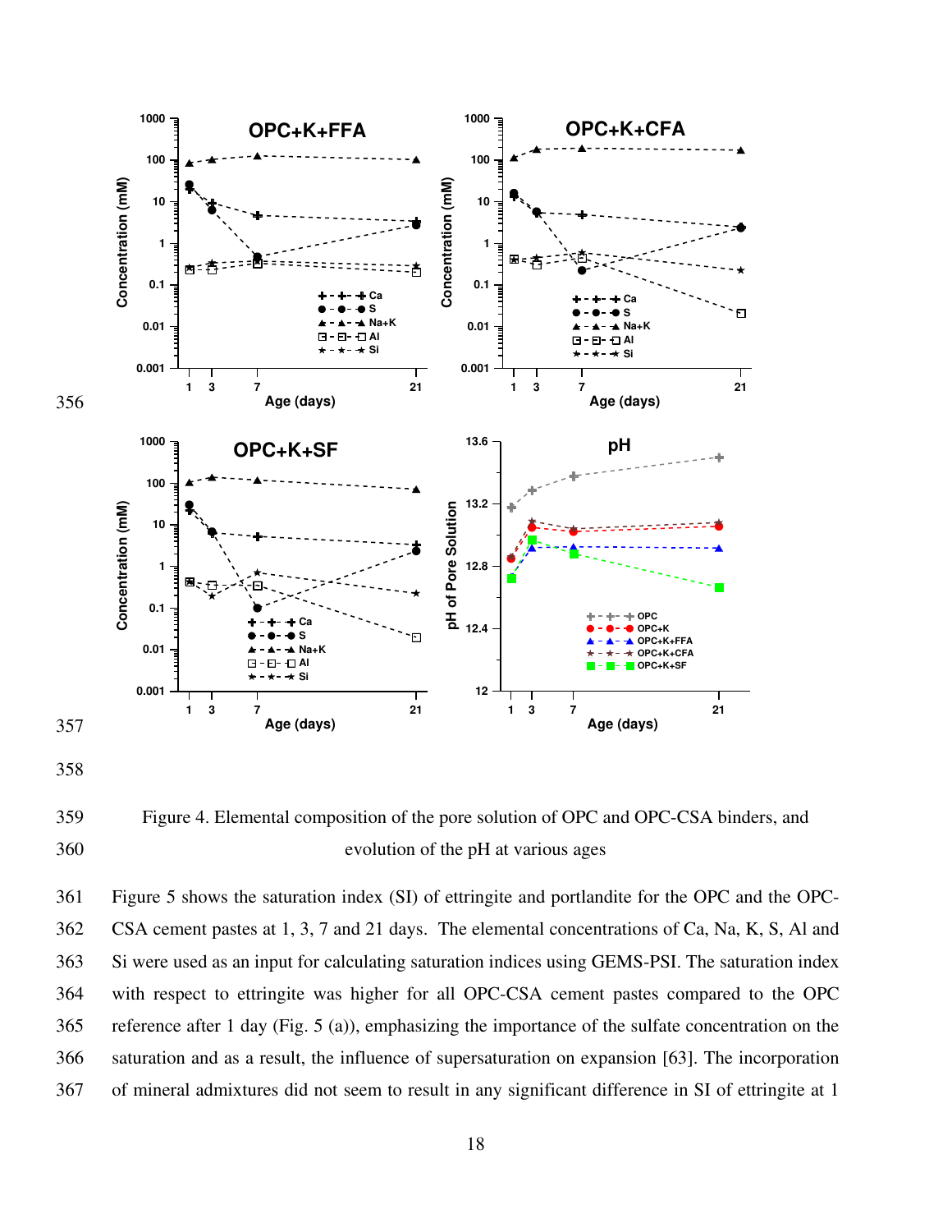Figure 4. Elemental composition of the pore solution of OPC and OPC-CSA binders, and evolution of the pH at various ages

Figure 5 shows the saturation index (SI) of ettringite and portlandite for the OPC and the OPC-CSA cement pastes at 1, 3, 7 and 21 days. The elemental concentrations of Ca, Na, K, S, Al and Si were used as an input for calculating saturation indices using GEMS-PSI. The saturation index with respect to ettringite was higher for all OPC-CSA cement pastes compared to the OPC reference after 1 day (Fig. 5 (a)), emphasizing the importance of the sulfate concentration on the saturation and as a result, the influence of supersaturation on expansion [63]. The incorporation of mineral admixtures did not seem to result in any significant difference in SI of ettringite at 1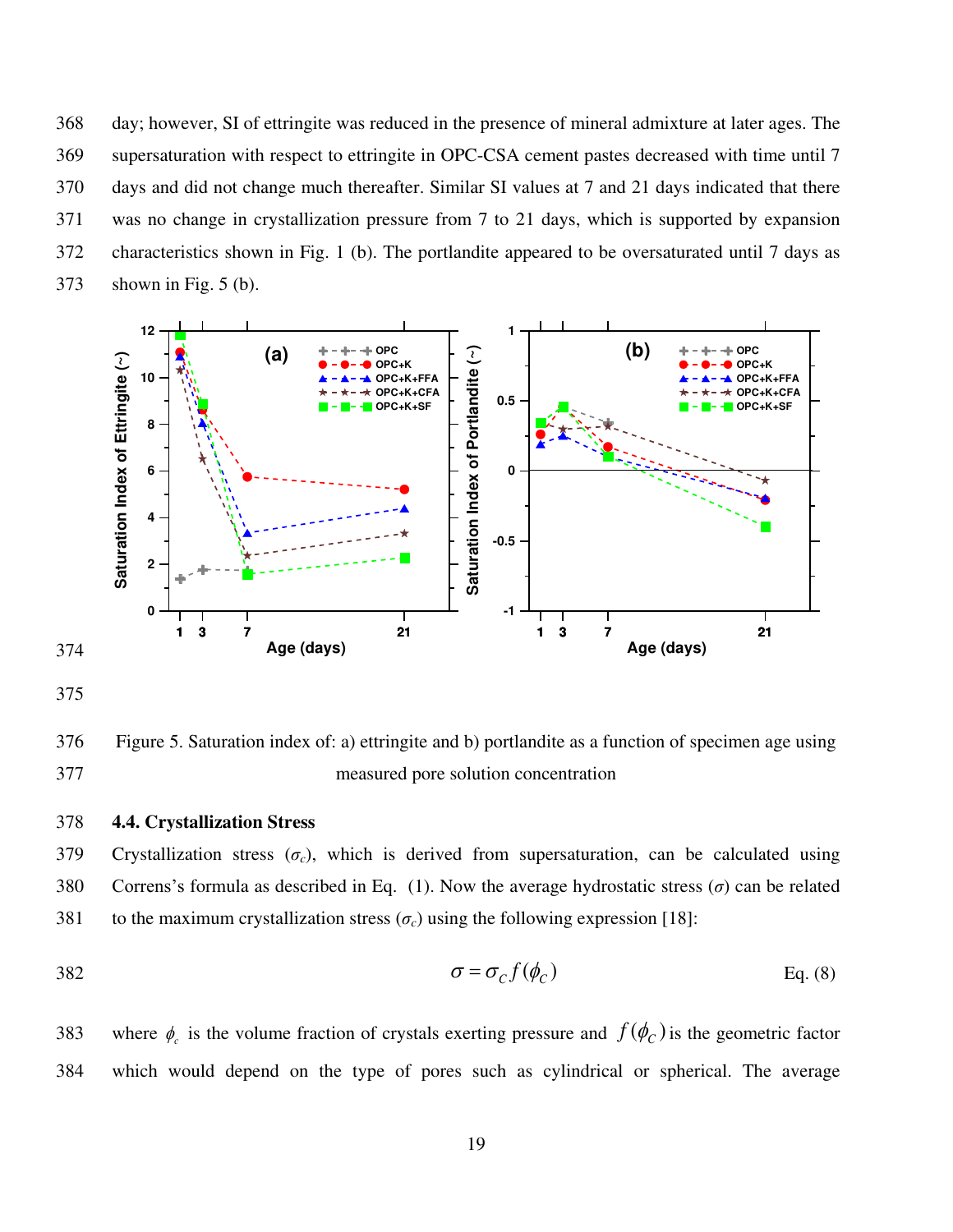day; however, SI of ettringite was reduced in the presence of mineral admixture at later ages. The supersaturation with respect to ettringite in OPC-CSA cement pastes decreased with time until 7 days and did not change much thereafter. Similar SI values at 7 and 21 days indicated that there was no change in crystallization pressure from 7 to 21 days, which is supported by expansion characteristics shown in Fig. 1 (b). The portlandite appeared to be oversaturated until 7 days as shown in Fig. 5 (b).

Figure 5. Saturation index of: a) ettringite and b) portlandite as a function of specimen age using measured pore solution concentration

### 4.4. Crystallization Stress

Crystallization stress ($\sigma_c$), which is derived from supersaturation, can be calculated using Correns's formula as described in Eq. (1). Now the average hydrostatic stress ($\sigma$) can be related to the maximum crystallization stress ($\sigma_c$) using the following expression [18]:

$$\sigma = \sigma_C f(\phi_C) \qquad \text{Eq. (8)}$$

where $\phi_c$ is the volume fraction of crystals exerting pressure and $f(\phi_C)$ is the geometric factor which would depend on the type of pores such as cylindrical or spherical. The average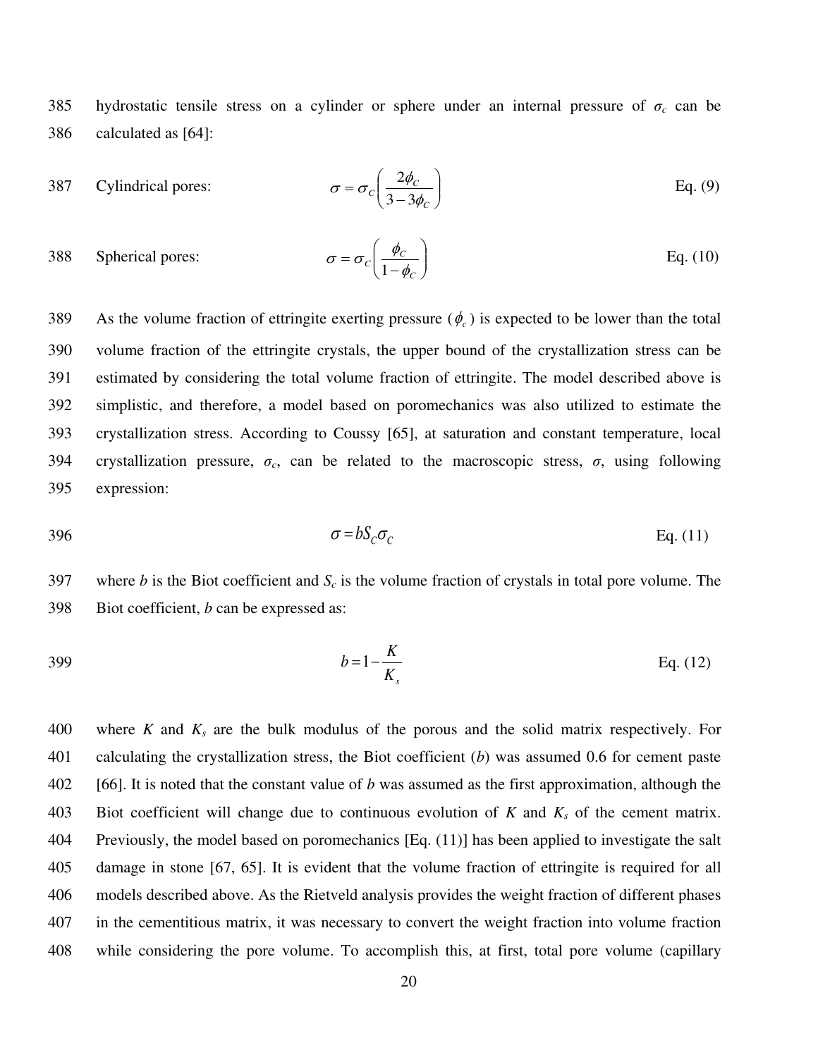hydrostatic tensile stress on a cylinder or sphere under an internal pressure of $\sigma_c$ can be calculated as [64]:

Cylindrical pores:

$$\sigma = \sigma_C \left( \frac{2\phi_C}{3 - 3\phi_C} \right) \quad \text{Eq. (9)}$$

Spherical pores:

$$\sigma = \sigma_C \left( \frac{\phi_C}{1 - \phi_C} \right) \quad \text{Eq. (10)}$$

As the volume fraction of ettringite exerting pressure ($\phi_c$) is expected to be lower than the total volume fraction of the ettringite crystals, the upper bound of the crystallization stress can be estimated by considering the total volume fraction of ettringite. The model described above is simplistic, and therefore, a model based on poromechanics was also utilized to estimate the crystallization stress. According to Coussy [65], at saturation and constant temperature, local crystallization pressure, $\sigma_c$, can be related to the macroscopic stress, $\sigma$, using following expression:

$$\sigma = bS_C\sigma_C \quad \text{Eq. (11)}$$

where $b$ is the Biot coefficient and $S_c$ is the volume fraction of crystals in total pore volume. The Biot coefficient, $b$ can be expressed as:

$$b = 1 - \frac{K}{K_s} \quad \text{Eq. (12)}$$

where $K$ and $K_s$ are the bulk modulus of the porous and the solid matrix respectively. For calculating the crystallization stress, the Biot coefficient ($b$) was assumed 0.6 for cement paste [66]. It is noted that the constant value of $b$ was assumed as the first approximation, although the Biot coefficient will change due to continuous evolution of $K$ and $K_s$ of the cement matrix. Previously, the model based on poromechanics [Eq. (11)] has been applied to investigate the salt damage in stone [67, 65]. It is evident that the volume fraction of ettringite is required for all models described above. As the Rietveld analysis provides the weight fraction of different phases in the cementitious matrix, it was necessary to convert the weight fraction into volume fraction while considering the pore volume. To accomplish this, at first, total pore volume (capillary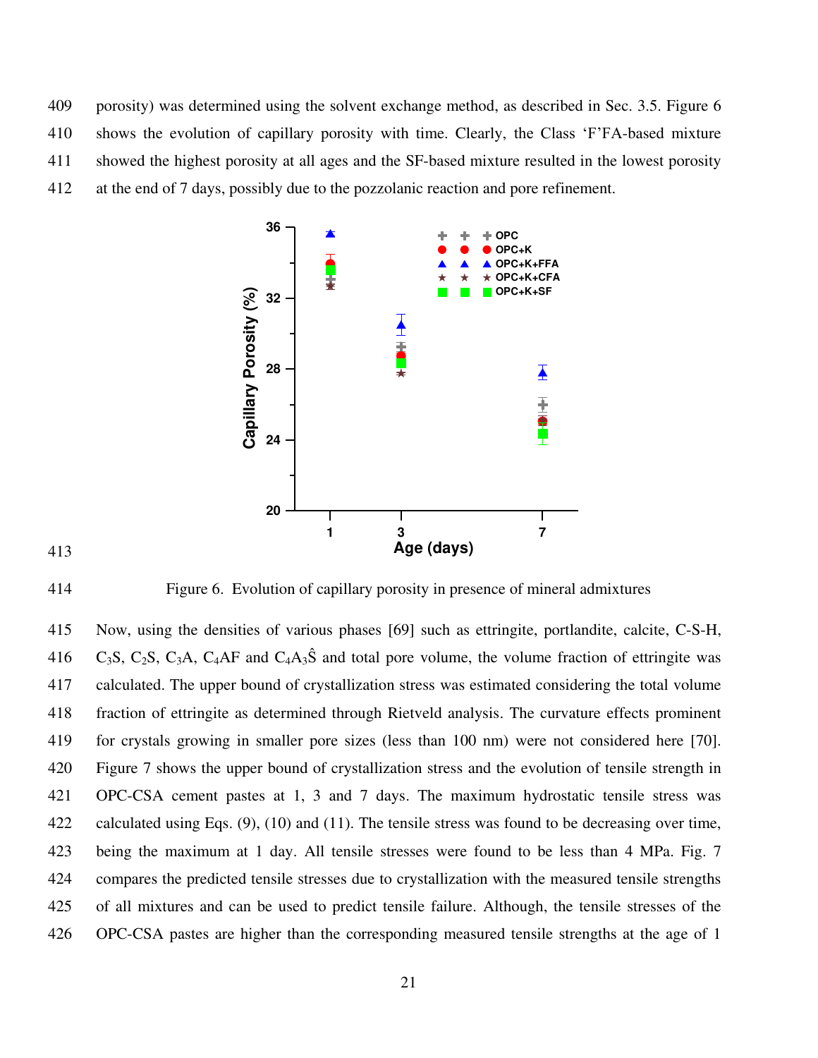porosity) was determined using the solvent exchange method, as described in Sec. 3.5. Figure 6 shows the evolution of capillary porosity with time. Clearly, the Class 'F'FA-based mixture showed the highest porosity at all ages and the SF-based mixture resulted in the lowest porosity at the end of 7 days, possibly due to the pozzolanic reaction and pore refinement.

Figure 6. Evolution of capillary porosity in presence of mineral admixtures

Now, using the densities of various phases [69] such as ettringite, portlandite, calcite, C-S-H, $C_3S$, $C_2S$, $C_3A$, $C_4AF$ and $C_4A_3\hat{S}$ and total pore volume, the volume fraction of ettringite was calculated. The upper bound of crystallization stress was estimated considering the total volume fraction of ettringite as determined through Rietveld analysis. The curvature effects prominent for crystals growing in smaller pore sizes (less than 100 nm) were not considered here [70]. Figure 7 shows the upper bound of crystallization stress and the evolution of tensile strength in OPC-CSA cement pastes at 1, 3 and 7 days. The maximum hydrostatic tensile stress was calculated using Eqs. (9), (10) and (11). The tensile stress was found to be decreasing over time, being the maximum at 1 day. All tensile stresses were found to be less than 4 MPa. Fig. 7 compares the predicted tensile stresses due to crystallization with the measured tensile strengths of all mixtures and can be used to predict tensile failure. Although, the tensile stresses of the OPC-CSA pastes are higher than the corresponding measured tensile strengths at the age of 1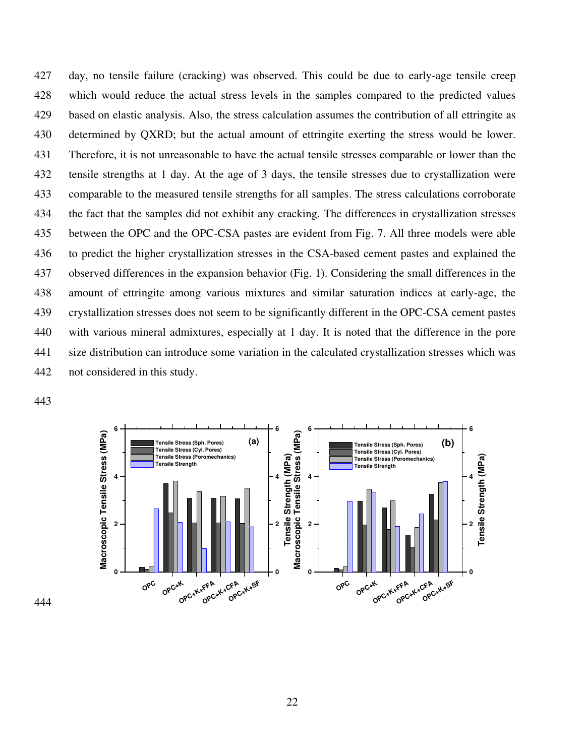day, no tensile failure (cracking) was observed. This could be due to early-age tensile creep which would reduce the actual stress levels in the samples compared to the predicted values based on elastic analysis. Also, the stress calculation assumes the contribution of all ettringite as determined by QXRD; but the actual amount of ettringite exerting the stress would be lower. Therefore, it is not unreasonable to have the actual tensile stresses comparable or lower than the tensile strengths at 1 day. At the age of 3 days, the tensile stresses due to crystallization were comparable to the measured tensile strengths for all samples. The stress calculations corroborate the fact that the samples did not exhibit any cracking. The differences in crystallization stresses between the OPC and the OPC-CSA pastes are evident from Fig. 7. All three models were able to predict the higher crystallization stresses in the CSA-based cement pastes and explained the observed differences in the expansion behavior (Fig. 1). Considering the small differences in the amount of ettringite among various mixtures and similar saturation indices at early-age, the crystallization stresses does not seem to be significantly different in the OPC-CSA cement pastes with various mineral admixtures, especially at 1 day. It is noted that the difference in the pore size distribution can introduce some variation in the calculated crystallization stresses which was not considered in this study.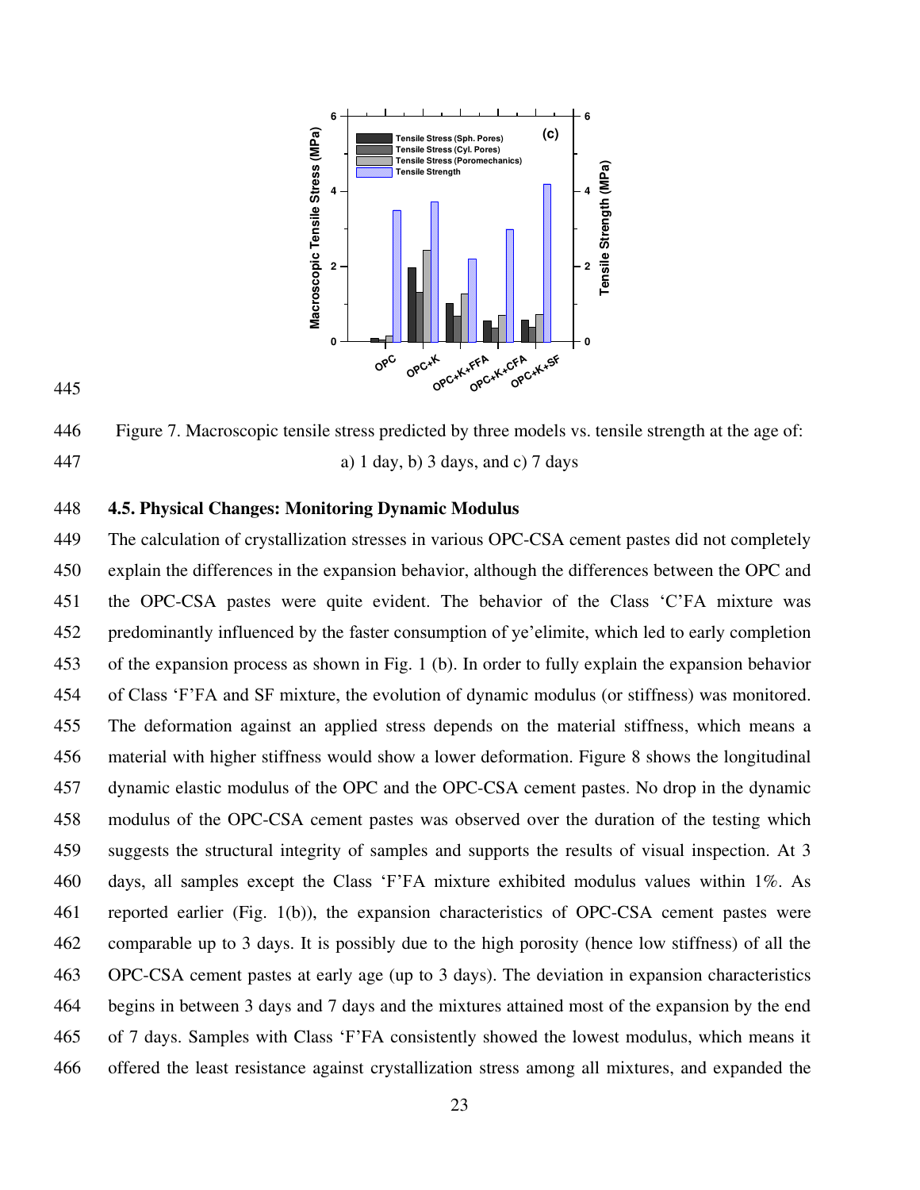Figure 7. Macroscopic tensile stress predicted by three models vs. tensile strength at the age of: a) 1 day, b) 3 days, and c) 7 days

### 4.5. Physical Changes: Monitoring Dynamic Modulus

The calculation of crystallization stresses in various OPC-CSA cement pastes did not completely explain the differences in the expansion behavior, although the differences between the OPC and the OPC-CSA pastes were quite evident. The behavior of the Class 'C'FA mixture was predominantly influenced by the faster consumption of ye'elimite, which led to early completion of the expansion process as shown in Fig. 1 (b). In order to fully explain the expansion behavior of Class 'F'FA and SF mixture, the evolution of dynamic modulus (or stiffness) was monitored. The deformation against an applied stress depends on the material stiffness, which means a material with higher stiffness would show a lower deformation. Figure 8 shows the longitudinal dynamic elastic modulus of the OPC and the OPC-CSA cement pastes. No drop in the dynamic modulus of the OPC-CSA cement pastes was observed over the duration of the testing which suggests the structural integrity of samples and supports the results of visual inspection. At 3 days, all samples except the Class 'F'FA mixture exhibited modulus values within 1%. As reported earlier (Fig. 1(b)), the expansion characteristics of OPC-CSA cement pastes were comparable up to 3 days. It is possibly due to the high porosity (hence low stiffness) of all the OPC-CSA cement pastes at early age (up to 3 days). The deviation in expansion characteristics begins in between 3 days and 7 days and the mixtures attained most of the expansion by the end of 7 days. Samples with Class 'F'FA consistently showed the lowest modulus, which means it offered the least resistance against crystallization stress among all mixtures, and expanded the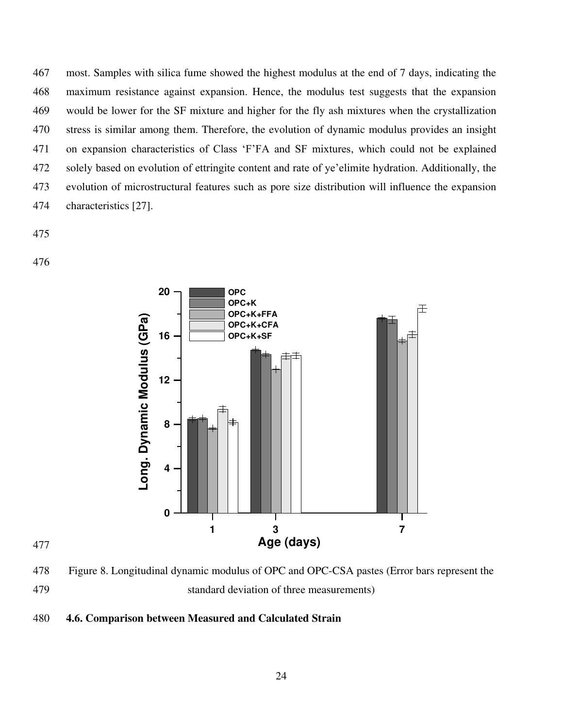most. Samples with silica fume showed the highest modulus at the end of 7 days, indicating the maximum resistance against expansion. Hence, the modulus test suggests that the expansion would be lower for the SF mixture and higher for the fly ash mixtures when the crystallization stress is similar among them. Therefore, the evolution of dynamic modulus provides an insight on expansion characteristics of Class 'F'FA and SF mixtures, which could not be explained solely based on evolution of ettringite content and rate of ye'elimite hydration. Additionally, the evolution of microstructural features such as pore size distribution will influence the expansion characteristics [27].

Figure 8. Longitudinal dynamic modulus of OPC and OPC-CSA pastes (Error bars represent the standard deviation of three measurements)

### 4.6. Comparison between Measured and Calculated Strain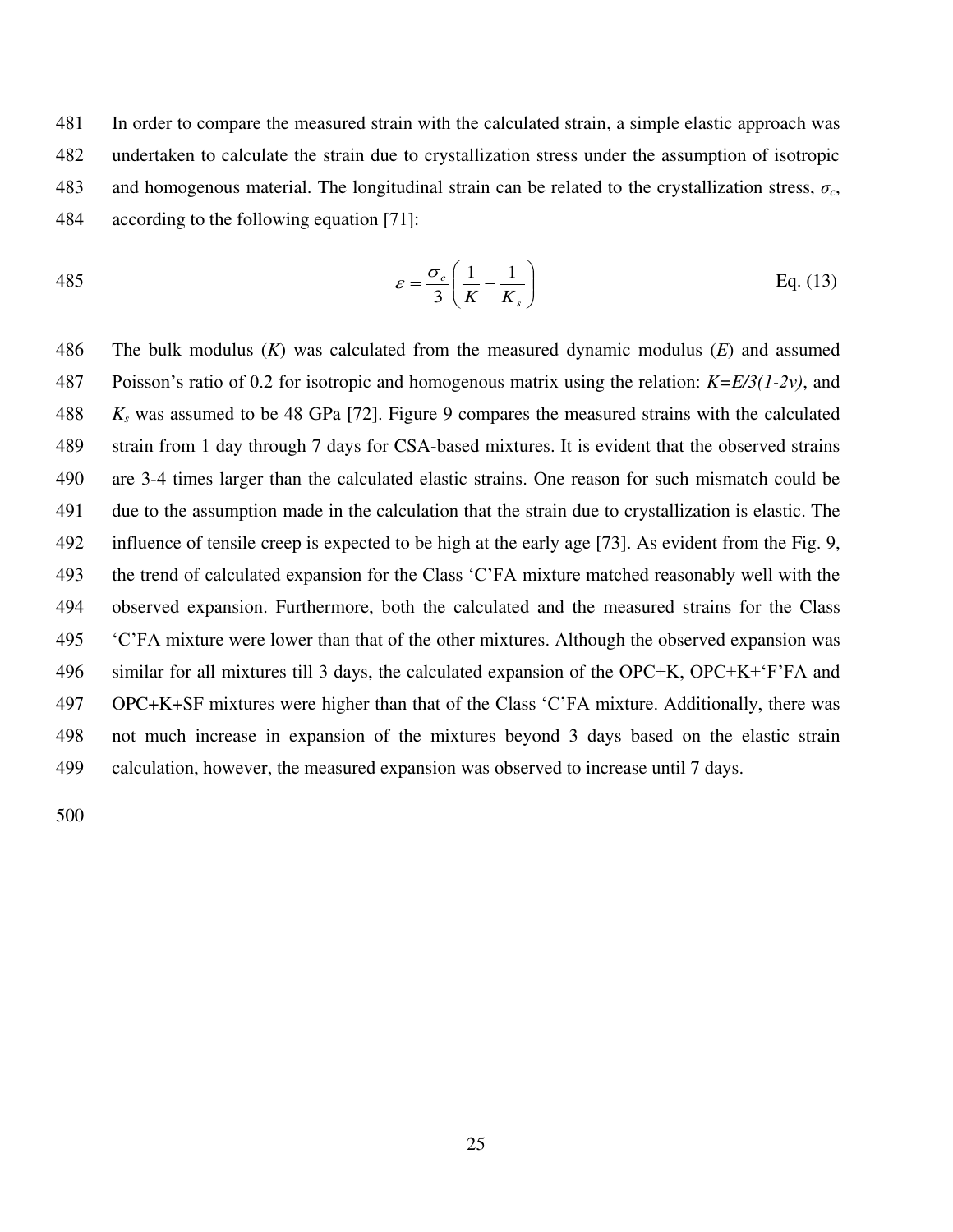In order to compare the measured strain with the calculated strain, a simple elastic approach was undertaken to calculate the strain due to crystallization stress under the assumption of isotropic and homogenous material. The longitudinal strain can be related to the crystallization stress, $\sigma_c$, according to the following equation [71]:

$$\varepsilon = \frac{\sigma_c}{3}\left(\frac{1}{K} - \frac{1}{K_s}\right) \qquad \text{Eq. (13)}$$

The bulk modulus ($K$) was calculated from the measured dynamic modulus ($E$) and assumed Poisson's ratio of 0.2 for isotropic and homogenous matrix using the relation: $K=E/3(1-2v)$, and $K_s$ was assumed to be 48 GPa [72]. Figure 9 compares the measured strains with the calculated strain from 1 day through 7 days for CSA-based mixtures. It is evident that the observed strains are 3-4 times larger than the calculated elastic strains. One reason for such mismatch could be due to the assumption made in the calculation that the strain due to crystallization is elastic. The influence of tensile creep is expected to be high at the early age [73]. As evident from the Fig. 9, the trend of calculated expansion for the Class 'C'FA mixture matched reasonably well with the observed expansion. Furthermore, both the calculated and the measured strains for the Class 'C'FA mixture were lower than that of the other mixtures. Although the observed expansion was similar for all mixtures till 3 days, the calculated expansion of the OPC+K, OPC+K+'F'FA and OPC+K+SF mixtures were higher than that of the Class 'C'FA mixture. Additionally, there was not much increase in expansion of the mixtures beyond 3 days based on the elastic strain calculation, however, the measured expansion was observed to increase until 7 days.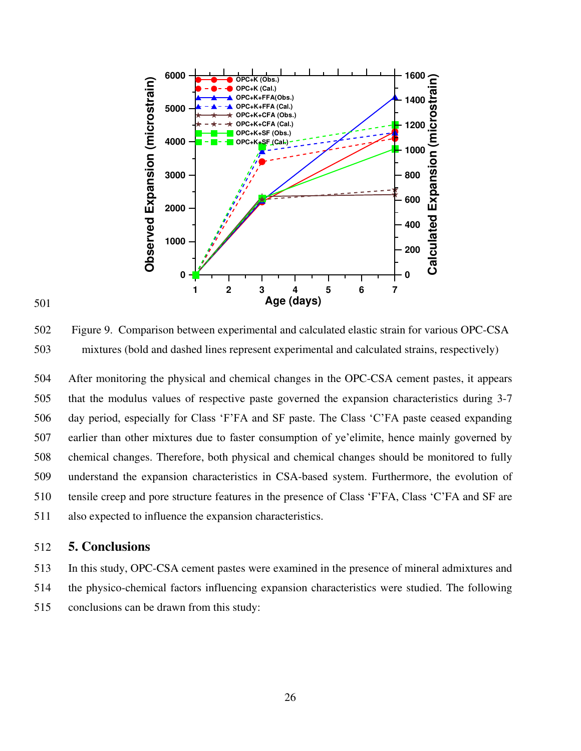Figure 9. Comparison between experimental and calculated elastic strain for various OPC-CSA mixtures (bold and dashed lines represent experimental and calculated strains, respectively)

After monitoring the physical and chemical changes in the OPC-CSA cement pastes, it appears that the modulus values of respective paste governed the expansion characteristics during 3-7 day period, especially for Class 'F'FA and SF paste. The Class 'C'FA paste ceased expanding earlier than other mixtures due to faster consumption of ye'elimite, hence mainly governed by chemical changes. Therefore, both physical and chemical changes should be monitored to fully understand the expansion characteristics in CSA-based system. Furthermore, the evolution of tensile creep and pore structure features in the presence of Class 'F'FA, Class 'C'FA and SF are also expected to influence the expansion characteristics.

## 5. Conclusions

In this study, OPC-CSA cement pastes were examined in the presence of mineral admixtures and the physico-chemical factors influencing expansion characteristics were studied. The following conclusions can be drawn from this study: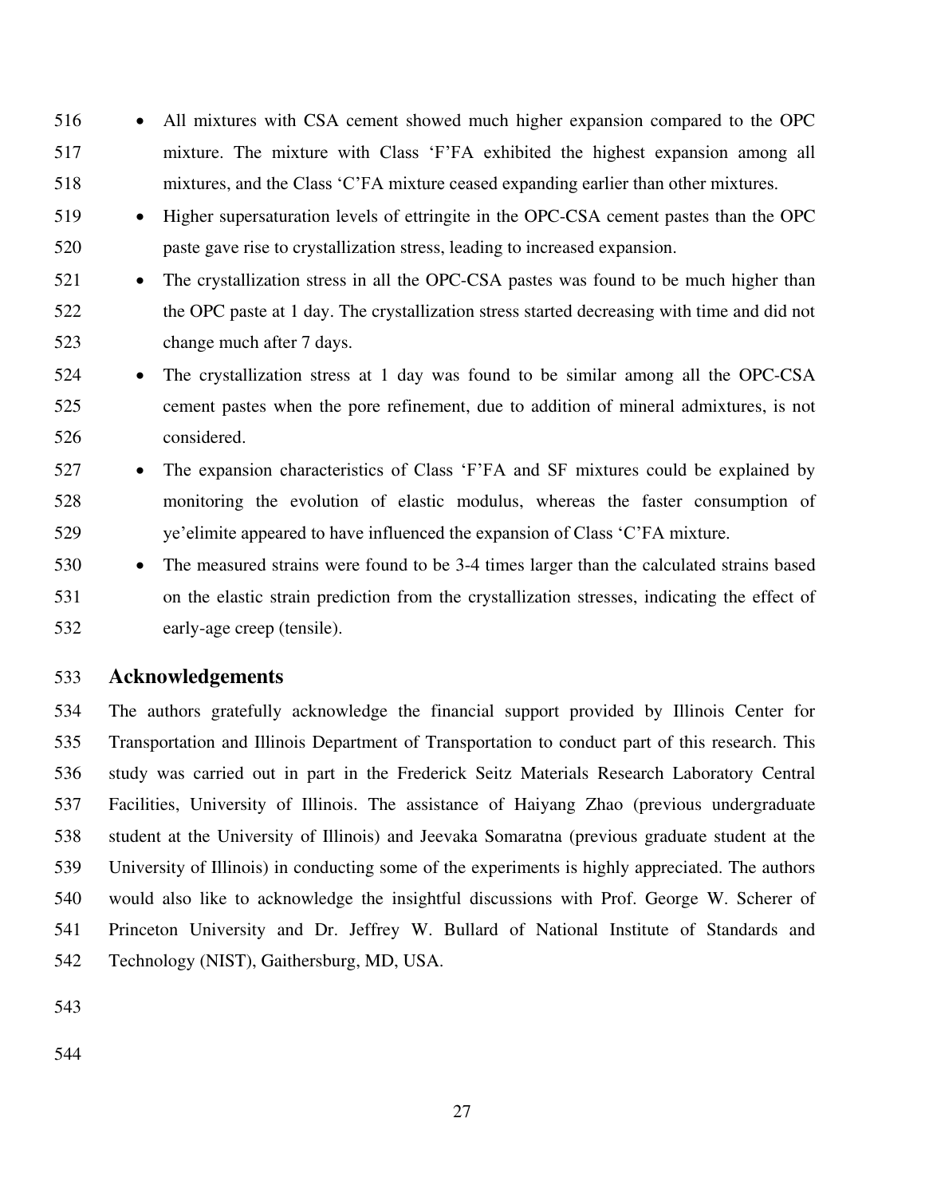- All mixtures with CSA cement showed much higher expansion compared to the OPC mixture. The mixture with Class 'F'FA exhibited the highest expansion among all mixtures, and the Class 'C'FA mixture ceased expanding earlier than other mixtures.
- Higher supersaturation levels of ettringite in the OPC-CSA cement pastes than the OPC paste gave rise to crystallization stress, leading to increased expansion.
- The crystallization stress in all the OPC-CSA pastes was found to be much higher than the OPC paste at 1 day. The crystallization stress started decreasing with time and did not change much after 7 days.
- The crystallization stress at 1 day was found to be similar among all the OPC-CSA cement pastes when the pore refinement, due to addition of mineral admixtures, is not considered.
- The expansion characteristics of Class 'F'FA and SF mixtures could be explained by monitoring the evolution of elastic modulus, whereas the faster consumption of ye'elimite appeared to have influenced the expansion of Class 'C'FA mixture.
- The measured strains were found to be 3-4 times larger than the calculated strains based on the elastic strain prediction from the crystallization stresses, indicating the effect of early-age creep (tensile).

## Acknowledgements

The authors gratefully acknowledge the financial support provided by Illinois Center for Transportation and Illinois Department of Transportation to conduct part of this research. This study was carried out in part in the Frederick Seitz Materials Research Laboratory Central Facilities, University of Illinois. The assistance of Haiyang Zhao (previous undergraduate student at the University of Illinois) and Jeevaka Somaratna (previous graduate student at the University of Illinois) in conducting some of the experiments is highly appreciated. The authors would also like to acknowledge the insightful discussions with Prof. George W. Scherer of Princeton University and Dr. Jeffrey W. Bullard of National Institute of Standards and Technology (NIST), Gaithersburg, MD, USA.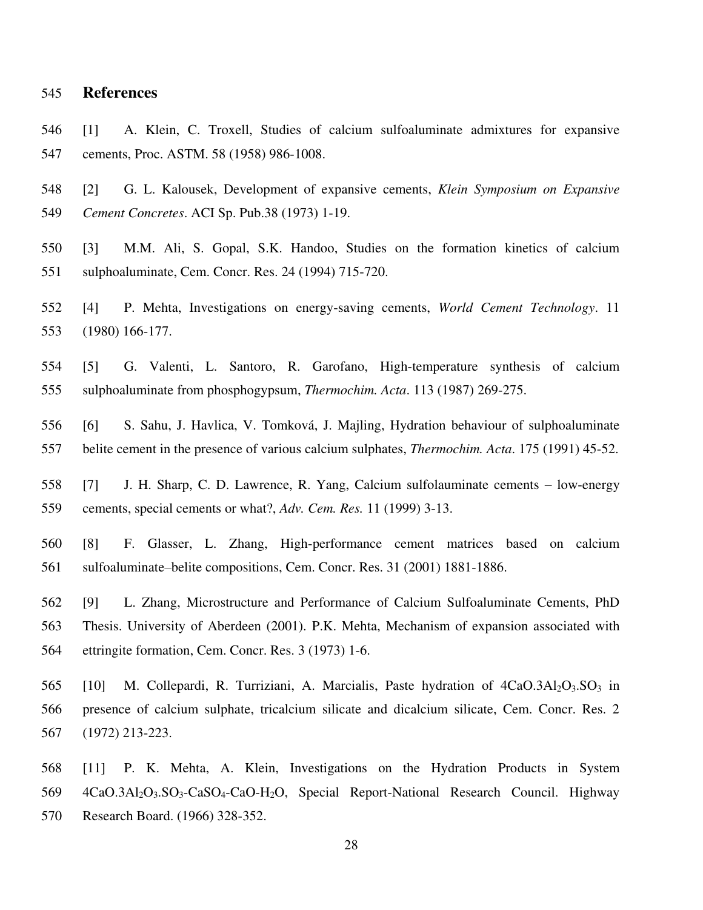## References

[1] A. Klein, C. Troxell, Studies of calcium sulfoaluminate admixtures for expansive cements, Proc. ASTM. 58 (1958) 986-1008.

[2] G. L. Kalousek, Development of expansive cements, *Klein Symposium on Expansive Cement Concretes*. ACI Sp. Pub.38 (1973) 1-19.

[3] M.M. Ali, S. Gopal, S.K. Handoo, Studies on the formation kinetics of calcium sulphoaluminate, Cem. Concr. Res. 24 (1994) 715-720.

[4] P. Mehta, Investigations on energy-saving cements, *World Cement Technology*. 11 (1980) 166-177.

[5] G. Valenti, L. Santoro, R. Garofano, High-temperature synthesis of calcium sulphoaluminate from phosphogypsum, *Thermochim. Acta*. 113 (1987) 269-275.

[6] S. Sahu, J. Havlica, V. Tomková, J. Majling, Hydration behaviour of sulphoaluminate belite cement in the presence of various calcium sulphates, *Thermochim. Acta*. 175 (1991) 45-52.

[7] J. H. Sharp, C. D. Lawrence, R. Yang, Calcium sulfolauminate cements – low-energy cements, special cements or what?, *Adv. Cem. Res.* 11 (1999) 3-13.

[8] F. Glasser, L. Zhang, High-performance cement matrices based on calcium sulfoaluminate–belite compositions, Cem. Concr. Res. 31 (2001) 1881-1886.

[9] L. Zhang, Microstructure and Performance of Calcium Sulfoaluminate Cements, PhD Thesis. University of Aberdeen (2001). P.K. Mehta, Mechanism of expansion associated with ettringite formation, Cem. Concr. Res. 3 (1973) 1-6.

[10] M. Collepardi, R. Turriziani, A. Marcialis, Paste hydration of $4CaO.3Al_2O_3.SO_3$ in presence of calcium sulphate, tricalcium silicate and dicalcium silicate, Cem. Concr. Res. 2 (1972) 213-223.

[11] P. K. Mehta, A. Klein, Investigations on the Hydration Products in System $4CaO.3Al_2O_3.SO_3$-$CaSO_4$-$CaO$-$H_2O$, Special Report-National Research Council. Highway Research Board. (1966) 328-352.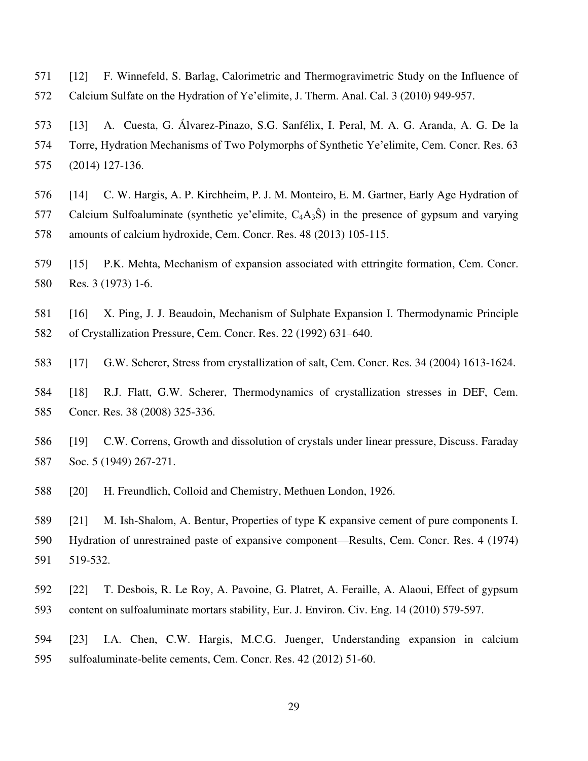[12] F. Winnefeld, S. Barlag, Calorimetric and Thermogravimetric Study on the Influence of Calcium Sulfate on the Hydration of Ye'elimite, J. Therm. Anal. Cal. 3 (2010) 949-957.

[13] A. Cuesta, G. Álvarez-Pinazo, S.G. Sanfélix, I. Peral, M. A. G. Aranda, A. G. De la Torre, Hydration Mechanisms of Two Polymorphs of Synthetic Ye'elimite, Cem. Concr. Res. 63 (2014) 127-136.

[14] C. W. Hargis, A. P. Kirchheim, P. J. M. Monteiro, E. M. Gartner, Early Age Hydration of Calcium Sulfoaluminate (synthetic ye'elimite, $C_4A_3\hat{S}$) in the presence of gypsum and varying amounts of calcium hydroxide, Cem. Concr. Res. 48 (2013) 105-115.

[15] P.K. Mehta, Mechanism of expansion associated with ettringite formation, Cem. Concr. Res. 3 (1973) 1-6.

[16] X. Ping, J. J. Beaudoin, Mechanism of Sulphate Expansion I. Thermodynamic Principle of Crystallization Pressure, Cem. Concr. Res. 22 (1992) 631–640.

[17] G.W. Scherer, Stress from crystallization of salt, Cem. Concr. Res. 34 (2004) 1613-1624.

[18] R.J. Flatt, G.W. Scherer, Thermodynamics of crystallization stresses in DEF, Cem. Concr. Res. 38 (2008) 325-336.

[19] C.W. Correns, Growth and dissolution of crystals under linear pressure, Discuss. Faraday Soc. 5 (1949) 267-271.

[20] H. Freundlich, Colloid and Chemistry, Methuen London, 1926.

[21] M. Ish-Shalom, A. Bentur, Properties of type K expansive cement of pure components I. Hydration of unrestrained paste of expansive component—Results, Cem. Concr. Res. 4 (1974) 519-532.

[22] T. Desbois, R. Le Roy, A. Pavoine, G. Platret, A. Feraille, A. Alaoui, Effect of gypsum content on sulfoaluminate mortars stability, Eur. J. Environ. Civ. Eng. 14 (2010) 579-597.

[23] I.A. Chen, C.W. Hargis, M.C.G. Juenger, Understanding expansion in calcium sulfoaluminate-belite cements, Cem. Concr. Res. 42 (2012) 51-60.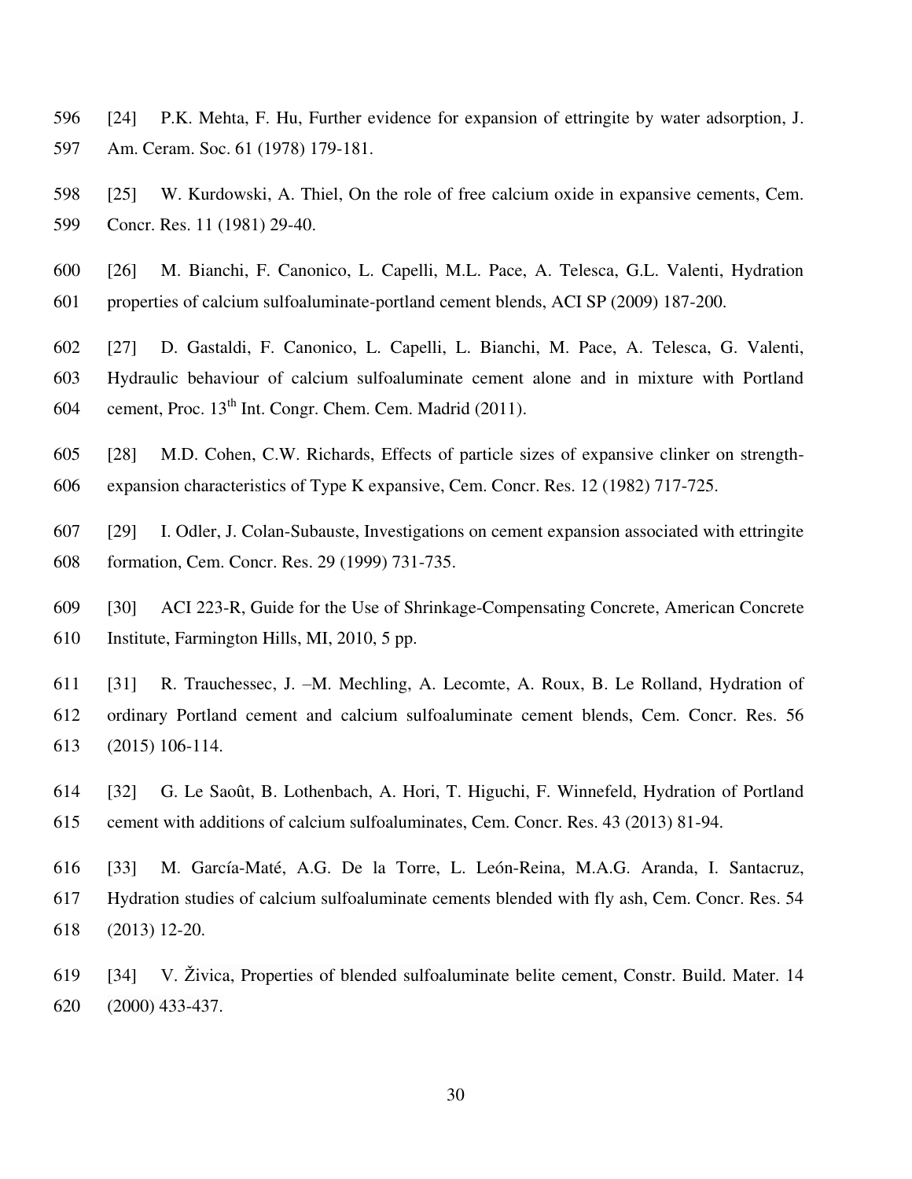[24] P.K. Mehta, F. Hu, Further evidence for expansion of ettringite by water adsorption, J. Am. Ceram. Soc. 61 (1978) 179-181.

[25] W. Kurdowski, A. Thiel, On the role of free calcium oxide in expansive cements, Cem. Concr. Res. 11 (1981) 29-40.

[26] M. Bianchi, F. Canonico, L. Capelli, M.L. Pace, A. Telesca, G.L. Valenti, Hydration properties of calcium sulfoaluminate-portland cement blends, ACI SP (2009) 187-200.

[27] D. Gastaldi, F. Canonico, L. Capelli, L. Bianchi, M. Pace, A. Telesca, G. Valenti, Hydraulic behaviour of calcium sulfoaluminate cement alone and in mixture with Portland cement, Proc. 13th Int. Congr. Chem. Cem. Madrid (2011).

[28] M.D. Cohen, C.W. Richards, Effects of particle sizes of expansive clinker on strength-expansion characteristics of Type K expansive, Cem. Concr. Res. 12 (1982) 717-725.

[29] I. Odler, J. Colan-Subauste, Investigations on cement expansion associated with ettringite formation, Cem. Concr. Res. 29 (1999) 731-735.

[30] ACI 223-R, Guide for the Use of Shrinkage-Compensating Concrete, American Concrete Institute, Farmington Hills, MI, 2010, 5 pp.

[31] R. Trauchessec, J. –M. Mechling, A. Lecomte, A. Roux, B. Le Rolland, Hydration of ordinary Portland cement and calcium sulfoaluminate cement blends, Cem. Concr. Res. 56 (2015) 106-114.

[32] G. Le Saoût, B. Lothenbach, A. Hori, T. Higuchi, F. Winnefeld, Hydration of Portland cement with additions of calcium sulfoaluminates, Cem. Concr. Res. 43 (2013) 81-94.

[33] M. García-Maté, A.G. De la Torre, L. León-Reina, M.A.G. Aranda, I. Santacruz, Hydration studies of calcium sulfoaluminate cements blended with fly ash, Cem. Concr. Res. 54 (2013) 12-20.

[34] V. Živica, Properties of blended sulfoaluminate belite cement, Constr. Build. Mater. 14 (2000) 433-437.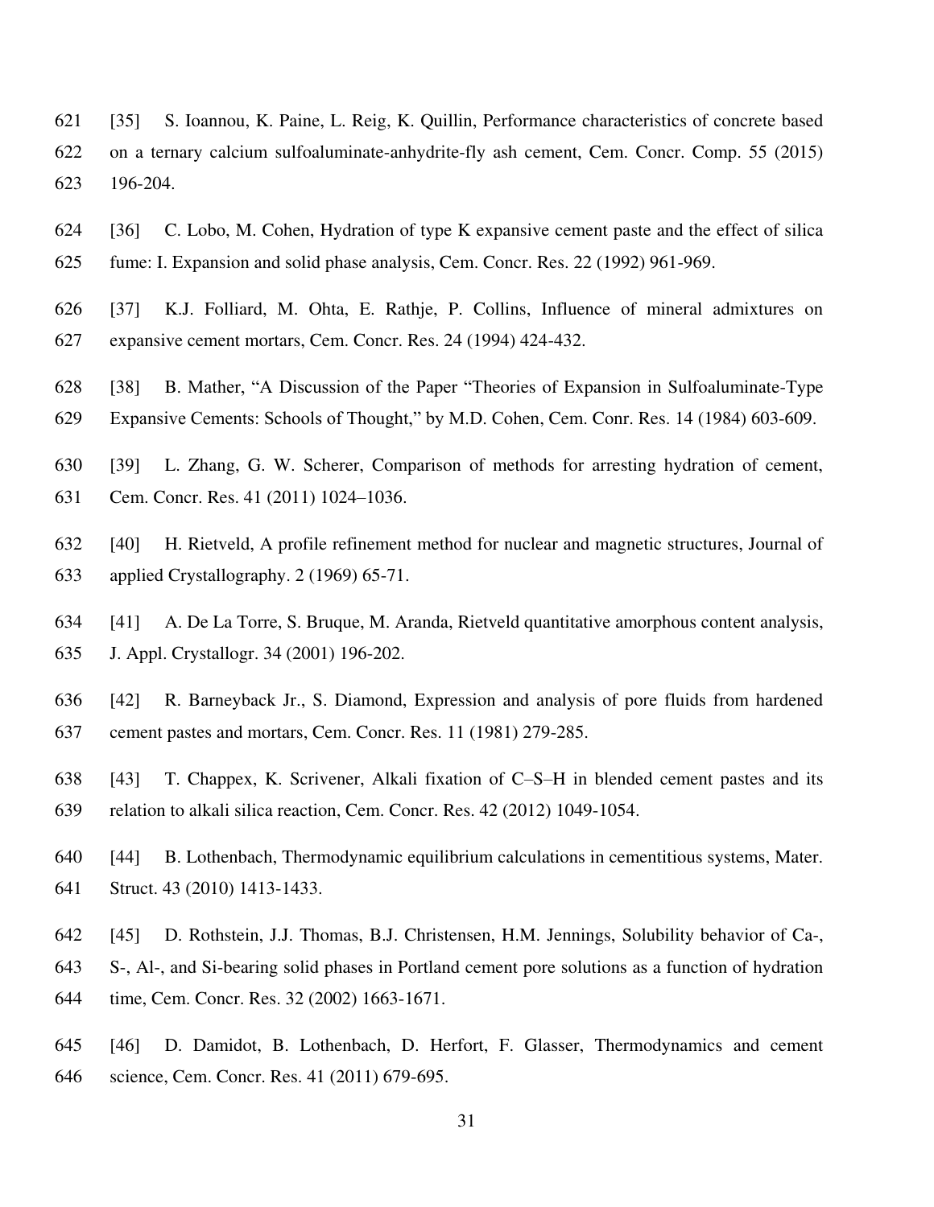[35] S. Ioannou, K. Paine, L. Reig, K. Quillin, Performance characteristics of concrete based on a ternary calcium sulfoaluminate-anhydrite-fly ash cement, Cem. Concr. Comp. 55 (2015) 196-204.

[36] C. Lobo, M. Cohen, Hydration of type K expansive cement paste and the effect of silica fume: I. Expansion and solid phase analysis, Cem. Concr. Res. 22 (1992) 961-969.

[37] K.J. Folliard, M. Ohta, E. Rathje, P. Collins, Influence of mineral admixtures on expansive cement mortars, Cem. Concr. Res. 24 (1994) 424-432.

[38] B. Mather, "A Discussion of the Paper "Theories of Expansion in Sulfoaluminate-Type Expansive Cements: Schools of Thought," by M.D. Cohen, Cem. Conr. Res. 14 (1984) 603-609.

[39] L. Zhang, G. W. Scherer, Comparison of methods for arresting hydration of cement, Cem. Concr. Res. 41 (2011) 1024–1036.

[40] H. Rietveld, A profile refinement method for nuclear and magnetic structures, Journal of applied Crystallography. 2 (1969) 65-71.

[41] A. De La Torre, S. Bruque, M. Aranda, Rietveld quantitative amorphous content analysis, J. Appl. Crystallogr. 34 (2001) 196-202.

[42] R. Barneyback Jr., S. Diamond, Expression and analysis of pore fluids from hardened cement pastes and mortars, Cem. Concr. Res. 11 (1981) 279-285.

[43] T. Chappex, K. Scrivener, Alkali fixation of C–S–H in blended cement pastes and its relation to alkali silica reaction, Cem. Concr. Res. 42 (2012) 1049-1054.

[44] B. Lothenbach, Thermodynamic equilibrium calculations in cementitious systems, Mater. Struct. 43 (2010) 1413-1433.

[45] D. Rothstein, J.J. Thomas, B.J. Christensen, H.M. Jennings, Solubility behavior of Ca-, S-, Al-, and Si-bearing solid phases in Portland cement pore solutions as a function of hydration time, Cem. Concr. Res. 32 (2002) 1663-1671.

[46] D. Damidot, B. Lothenbach, D. Herfort, F. Glasser, Thermodynamics and cement science, Cem. Concr. Res. 41 (2011) 679-695.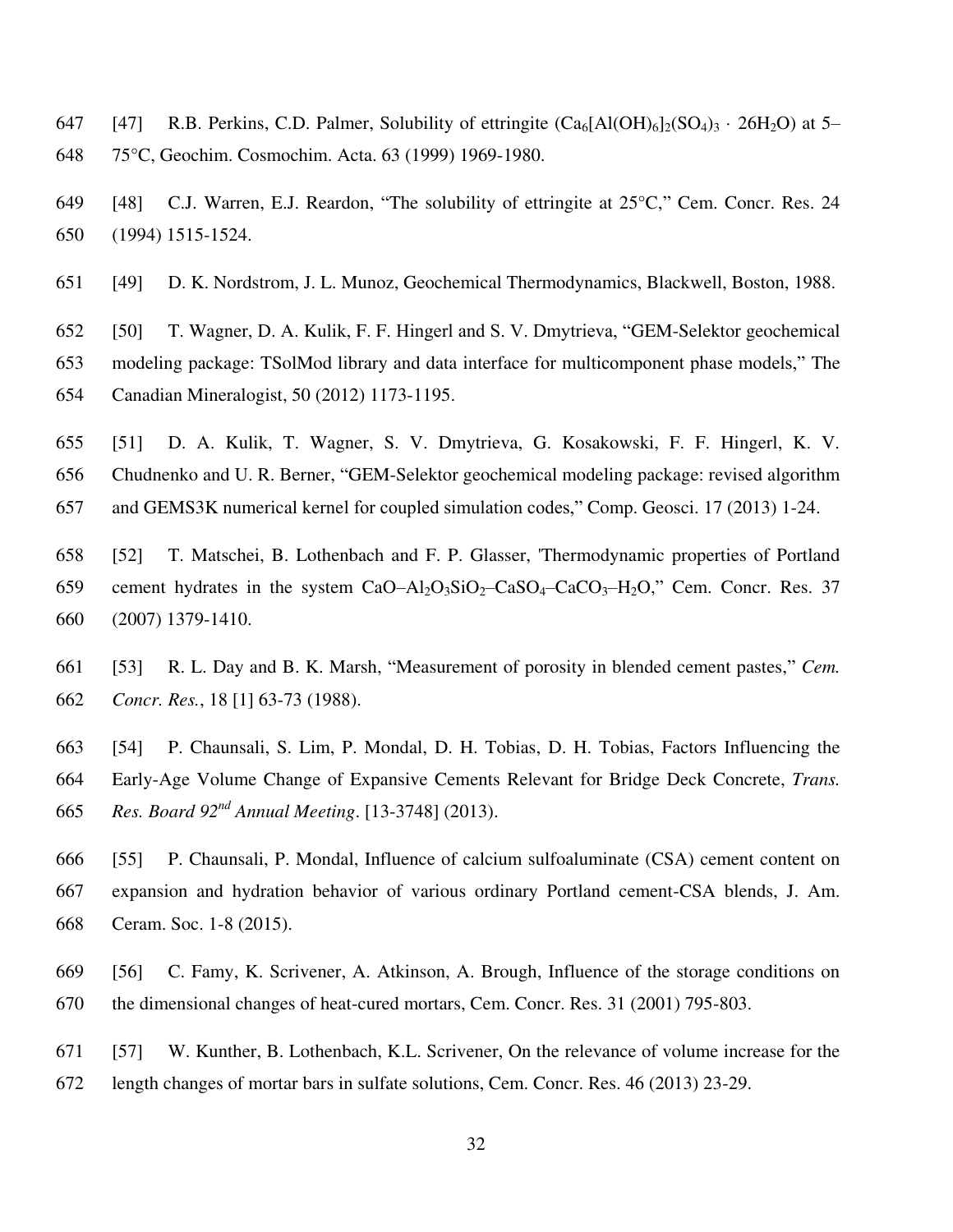[47] R.B. Perkins, C.D. Palmer, Solubility of ettringite ($Ca_6[Al(OH)_6]_2(SO_4)_3 \cdot 26H_2O$) at 5–75°C, Geochim. Cosmochim. Acta. 63 (1999) 1969-1980.

[48] C.J. Warren, E.J. Reardon, "The solubility of ettringite at 25°C," Cem. Concr. Res. 24 (1994) 1515-1524.

[49] D. K. Nordstrom, J. L. Munoz, Geochemical Thermodynamics, Blackwell, Boston, 1988.

[50] T. Wagner, D. A. Kulik, F. F. Hingerl and S. V. Dmytrieva, "GEM-Selektor geochemical modeling package: TSolMod library and data interface for multicomponent phase models," The Canadian Mineralogist, 50 (2012) 1173-1195.

[51] D. A. Kulik, T. Wagner, S. V. Dmytrieva, G. Kosakowski, F. F. Hingerl, K. V. Chudnenko and U. R. Berner, "GEM-Selektor geochemical modeling package: revised algorithm and GEMS3K numerical kernel for coupled simulation codes," Comp. Geosci. 17 (2013) 1-24.

[52] T. Matschei, B. Lothenbach and F. P. Glasser, 'Thermodynamic properties of Portland cement hydrates in the system $CaO–Al_2O_3SiO_2–CaSO_4–CaCO_3–H_2O$," Cem. Concr. Res. 37 (2007) 1379-1410.

[53] R. L. Day and B. K. Marsh, "Measurement of porosity in blended cement pastes," *Cem. Concr. Res.*, 18 [1] 63-73 (1988).

[54] P. Chaunsali, S. Lim, P. Mondal, D. H. Tobias, D. H. Tobias, Factors Influencing the Early-Age Volume Change of Expansive Cements Relevant for Bridge Deck Concrete, *Trans. Res. Board 92nd Annual Meeting*. [13-3748] (2013).

[55] P. Chaunsali, P. Mondal, Influence of calcium sulfoaluminate (CSA) cement content on expansion and hydration behavior of various ordinary Portland cement-CSA blends, J. Am. Ceram. Soc. 1-8 (2015).

[56] C. Famy, K. Scrivener, A. Atkinson, A. Brough, Influence of the storage conditions on the dimensional changes of heat-cured mortars, Cem. Concr. Res. 31 (2001) 795-803.

[57] W. Kunther, B. Lothenbach, K.L. Scrivener, On the relevance of volume increase for the length changes of mortar bars in sulfate solutions, Cem. Concr. Res. 46 (2013) 23-29.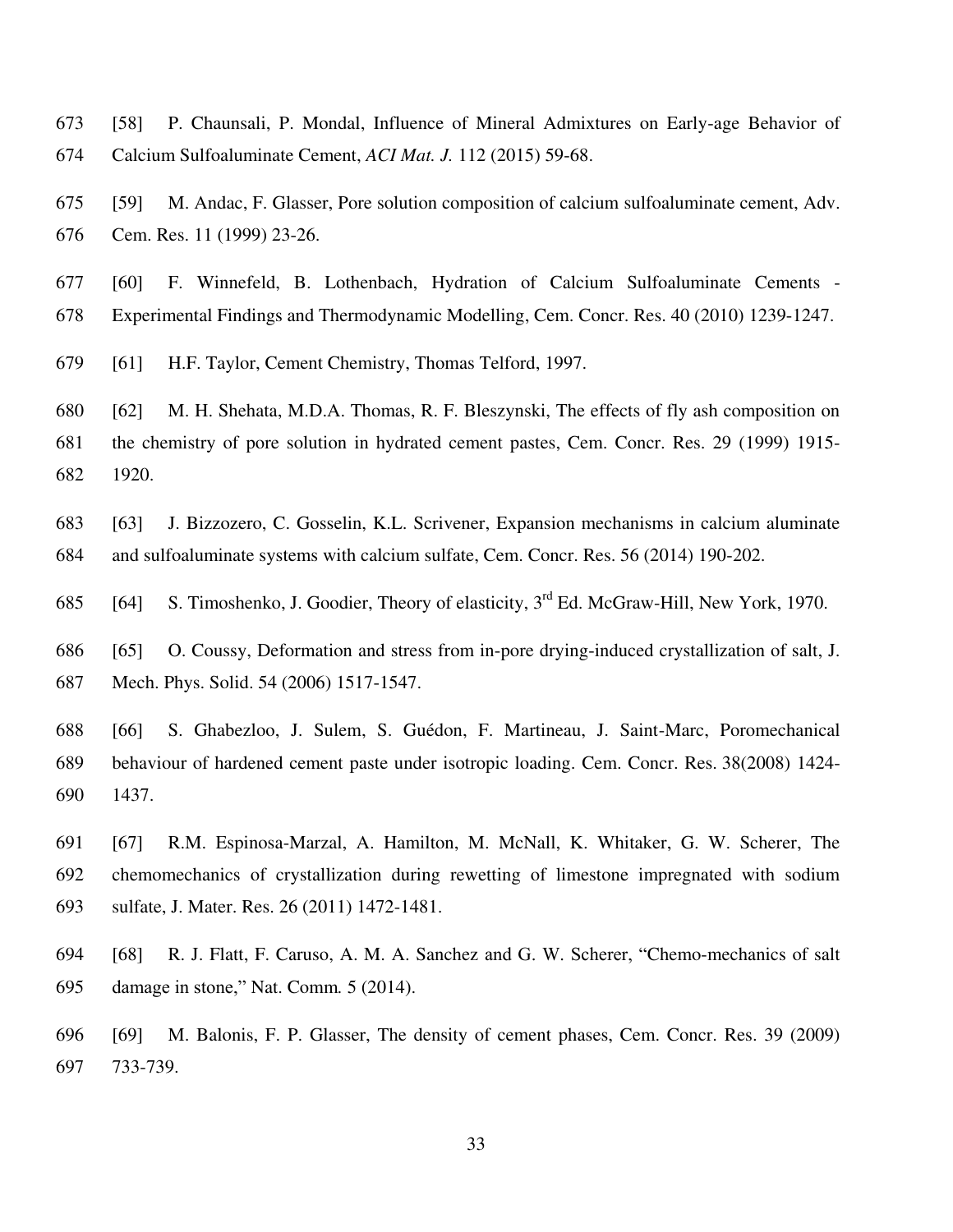[58] P. Chaunsali, P. Mondal, Influence of Mineral Admixtures on Early-age Behavior of Calcium Sulfoaluminate Cement, *ACI Mat. J.* 112 (2015) 59-68.

[59] M. Andac, F. Glasser, Pore solution composition of calcium sulfoaluminate cement, Adv. Cem. Res. 11 (1999) 23-26.

[60] F. Winnefeld, B. Lothenbach, Hydration of Calcium Sulfoaluminate Cements - Experimental Findings and Thermodynamic Modelling, Cem. Concr. Res. 40 (2010) 1239-1247.

[61] H.F. Taylor, Cement Chemistry, Thomas Telford, 1997.

[62] M. H. Shehata, M.D.A. Thomas, R. F. Bleszynski, The effects of fly ash composition on the chemistry of pore solution in hydrated cement pastes, Cem. Concr. Res. 29 (1999) 1915-1920.

[63] J. Bizzozero, C. Gosselin, K.L. Scrivener, Expansion mechanisms in calcium aluminate and sulfoaluminate systems with calcium sulfate, Cem. Concr. Res. 56 (2014) 190-202.

[64] S. Timoshenko, J. Goodier, Theory of elasticity, 3rd Ed. McGraw-Hill, New York, 1970.

[65] O. Coussy, Deformation and stress from in-pore drying-induced crystallization of salt, J. Mech. Phys. Solid. 54 (2006) 1517-1547.

[66] S. Ghabezloo, J. Sulem, S. Guédon, F. Martineau, J. Saint-Marc, Poromechanical behaviour of hardened cement paste under isotropic loading. Cem. Concr. Res. 38(2008) 1424-1437.

[67] R.M. Espinosa-Marzal, A. Hamilton, M. McNall, K. Whitaker, G. W. Scherer, The chemomechanics of crystallization during rewetting of limestone impregnated with sodium sulfate, J. Mater. Res. 26 (2011) 1472-1481.

[68] R. J. Flatt, F. Caruso, A. M. A. Sanchez and G. W. Scherer, "Chemo-mechanics of salt damage in stone," Nat. Comm*.* 5 (2014).

[69] M. Balonis, F. P. Glasser, The density of cement phases, Cem. Concr. Res. 39 (2009) 733-739.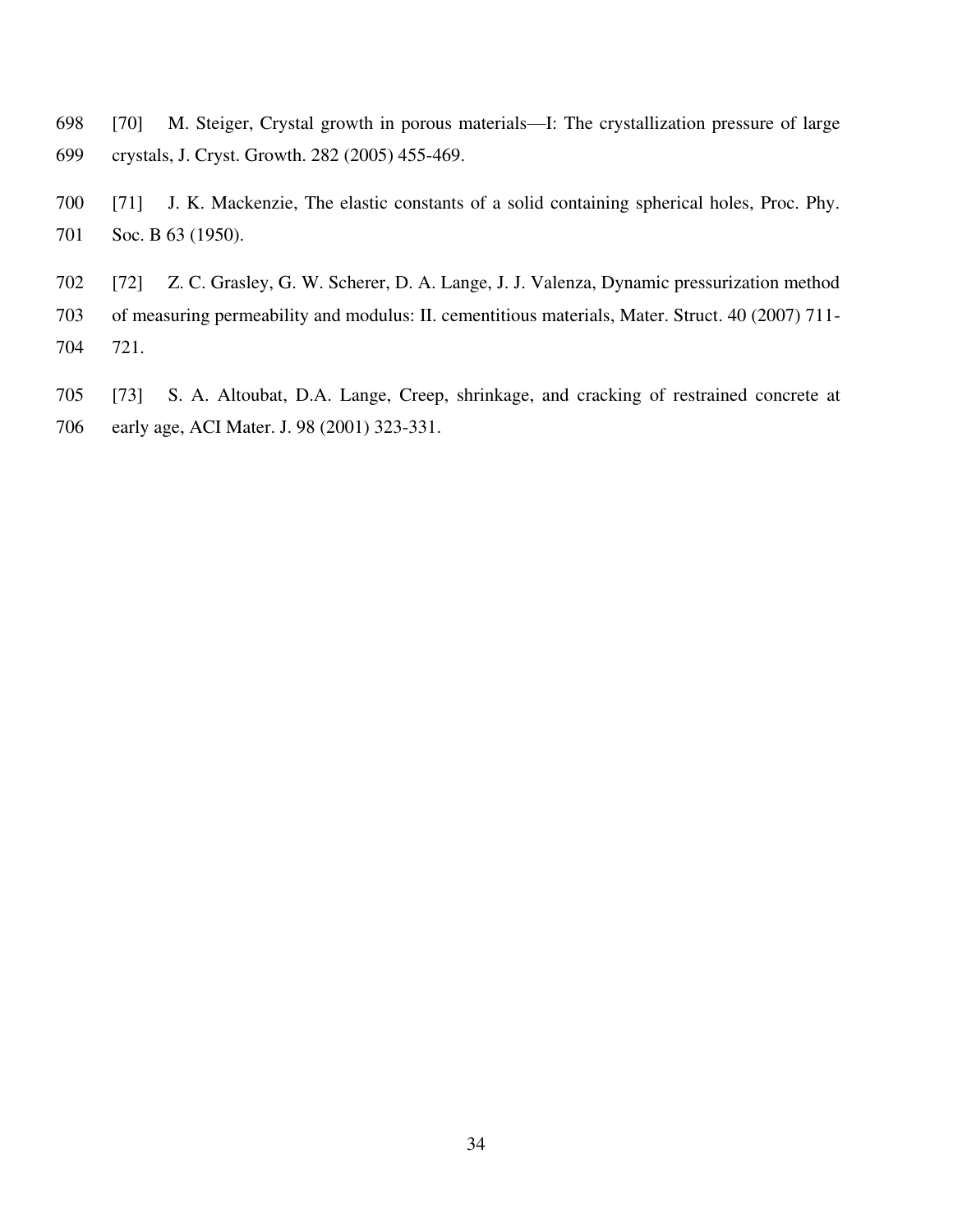[70] M. Steiger, Crystal growth in porous materials—I: The crystallization pressure of large crystals, J. Cryst. Growth. 282 (2005) 455-469.

[71] J. K. Mackenzie, The elastic constants of a solid containing spherical holes, Proc. Phy. Soc. B 63 (1950).

[72] Z. C. Grasley, G. W. Scherer, D. A. Lange, J. J. Valenza, Dynamic pressurization method of measuring permeability and modulus: II. cementitious materials, Mater. Struct. 40 (2007) 711-721.

[73] S. A. Altoubat, D.A. Lange, Creep, shrinkage, and cracking of restrained concrete at early age, ACI Mater. J. 98 (2001) 323-331.